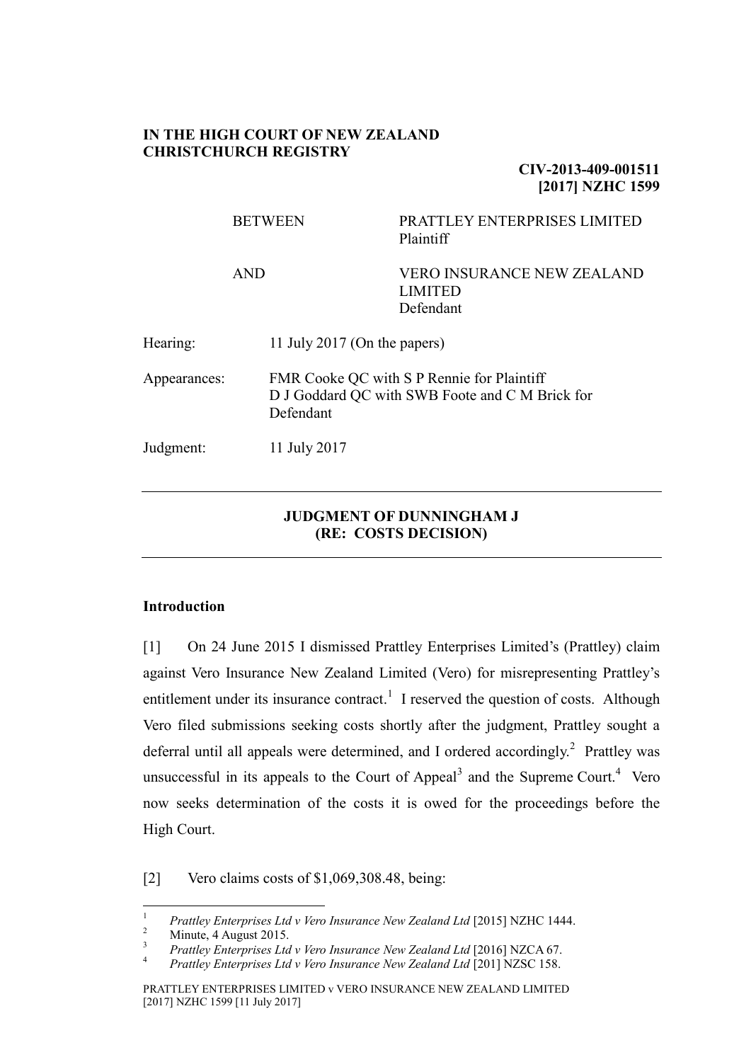**IN THE HIGH COURT OF NEW ZEALAND**
**CHRISTCHURCH REGISTRY**

**CIV-2013-409-001511**
**[2017] NZHC 1599**

| | |
|---|---|
| BETWEEN | PRATTLEY ENTERPRISES LIMITED<br>Plaintiff |
| AND | VERO INSURANCE NEW ZEALAND LIMITED<br>Defendant |

| | |
|---|---|
| Hearing: | 11 July 2017 (On the papers) |
| Appearances: | FMR Cooke QC with S P Rennie for Plaintiff<br>D J Goddard QC with SWB Foote and C M Brick for Defendant |
| Judgment: | 11 July 2017 |

---

**JUDGMENT OF DUNNINGHAM J**
**(RE: COSTS DECISION)**

---

## Introduction

[1] On 24 June 2015 I dismissed Prattley Enterprises Limited's (Prattley) claim against Vero Insurance New Zealand Limited (Vero) for misrepresenting Prattley's entitlement under its insurance contract.[1] I reserved the question of costs. Although Vero filed submissions seeking costs shortly after the judgment, Prattley sought a deferral until all appeals were determined, and I ordered accordingly.[2] Prattley was unsuccessful in its appeals to the Court of Appeal[3] and the Supreme Court.[4] Vero now seeks determination of the costs it is owed for the proceedings before the High Court.

[2] Vero claims costs of $1,069,308.48, being:

---

[1] *Prattley Enterprises Ltd v Vero Insurance New Zealand Ltd* [2015] NZHC 1444.
[2] Minute, 4 August 2015.
[3] *Prattley Enterprises Ltd v Vero Insurance New Zealand Ltd* [2016] NZCA 67.
[4] *Prattley Enterprises Ltd v Vero Insurance New Zealand Ltd* [201] NZSC 158.

PRATTLEY ENTERPRISES LIMITED v VERO INSURANCE NEW ZEALAND LIMITED [2017] NZHC 1599 [11 July 2017]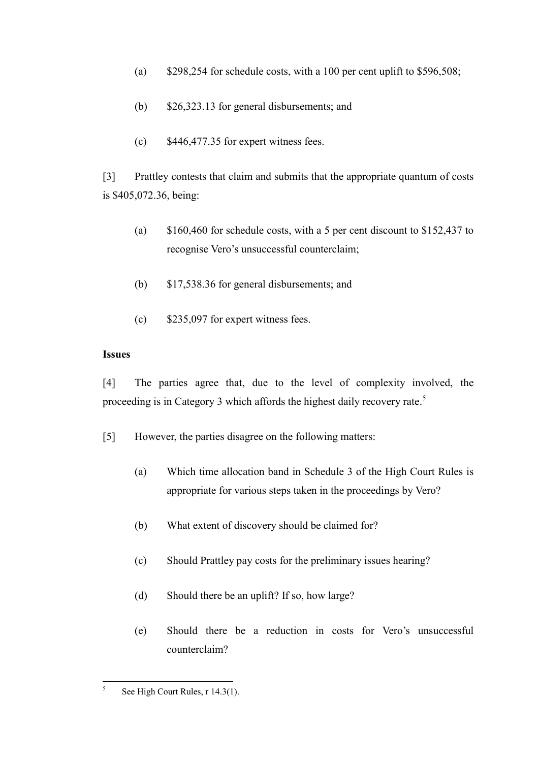(a) $298,254 for schedule costs, with a 100 per cent uplift to $596,508;

(b) $26,323.13 for general disbursements; and

(c) $446,477.35 for expert witness fees.

[3] Prattley contests that claim and submits that the appropriate quantum of costs is $405,072.36, being:

(a) $160,460 for schedule costs, with a 5 per cent discount to $152,437 to recognise Vero's unsuccessful counterclaim;

(b) $17,538.36 for general disbursements; and

(c) $235,097 for expert witness fees.

**Issues**

[4] The parties agree that, due to the level of complexity involved, the proceeding is in Category 3 which affords the highest daily recovery rate.[5]

[5] However, the parties disagree on the following matters:

(a) Which time allocation band in Schedule 3 of the High Court Rules is appropriate for various steps taken in the proceedings by Vero?

(b) What extent of discovery should be claimed for?

(c) Should Prattley pay costs for the preliminary issues hearing?

(d) Should there be an uplift? If so, how large?

(e) Should there be a reduction in costs for Vero's unsuccessful counterclaim?

---

[5] See High Court Rules, r 14.3(1).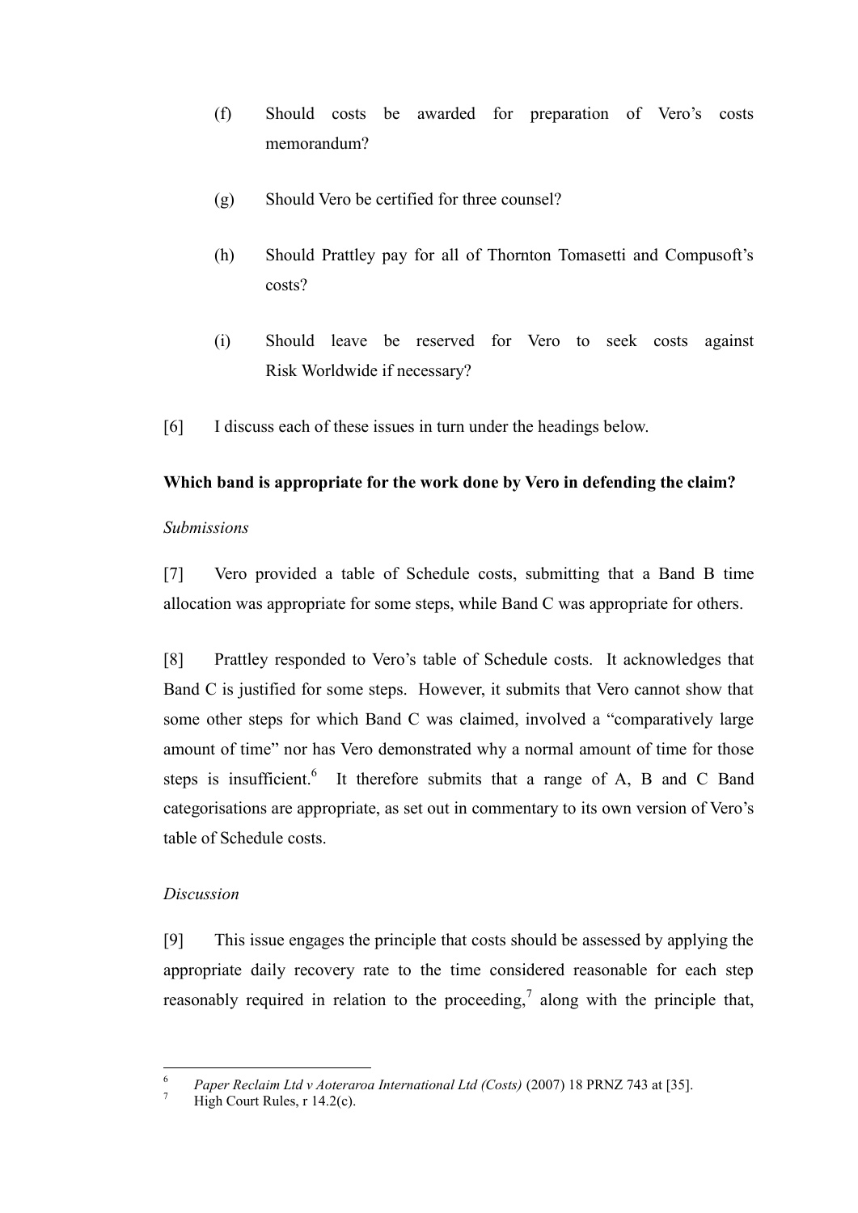(f) Should costs be awarded for preparation of Vero's costs memorandum?

(g) Should Vero be certified for three counsel?

(h) Should Prattley pay for all of Thornton Tomasetti and Compusoft's costs?

(i) Should leave be reserved for Vero to seek costs against Risk Worldwide if necessary?

[6] I discuss each of these issues in turn under the headings below.

**Which band is appropriate for the work done by Vero in defending the claim?**

*Submissions*

[7] Vero provided a table of Schedule costs, submitting that a Band B time allocation was appropriate for some steps, while Band C was appropriate for others.

[8] Prattley responded to Vero's table of Schedule costs. It acknowledges that Band C is justified for some steps. However, it submits that Vero cannot show that some other steps for which Band C was claimed, involved a "comparatively large amount of time" nor has Vero demonstrated why a normal amount of time for those steps is insufficient.[6] It therefore submits that a range of A, B and C Band categorisations are appropriate, as set out in commentary to its own version of Vero's table of Schedule costs.

*Discussion*

[9] This issue engages the principle that costs should be assessed by applying the appropriate daily recovery rate to the time considered reasonable for each step reasonably required in relation to the proceeding,[7] along with the principle that,

---

[6] *Paper Reclaim Ltd v Aoteraroa International Ltd (Costs)* (2007) 18 PRNZ 743 at [35].

[7] High Court Rules, r 14.2(c).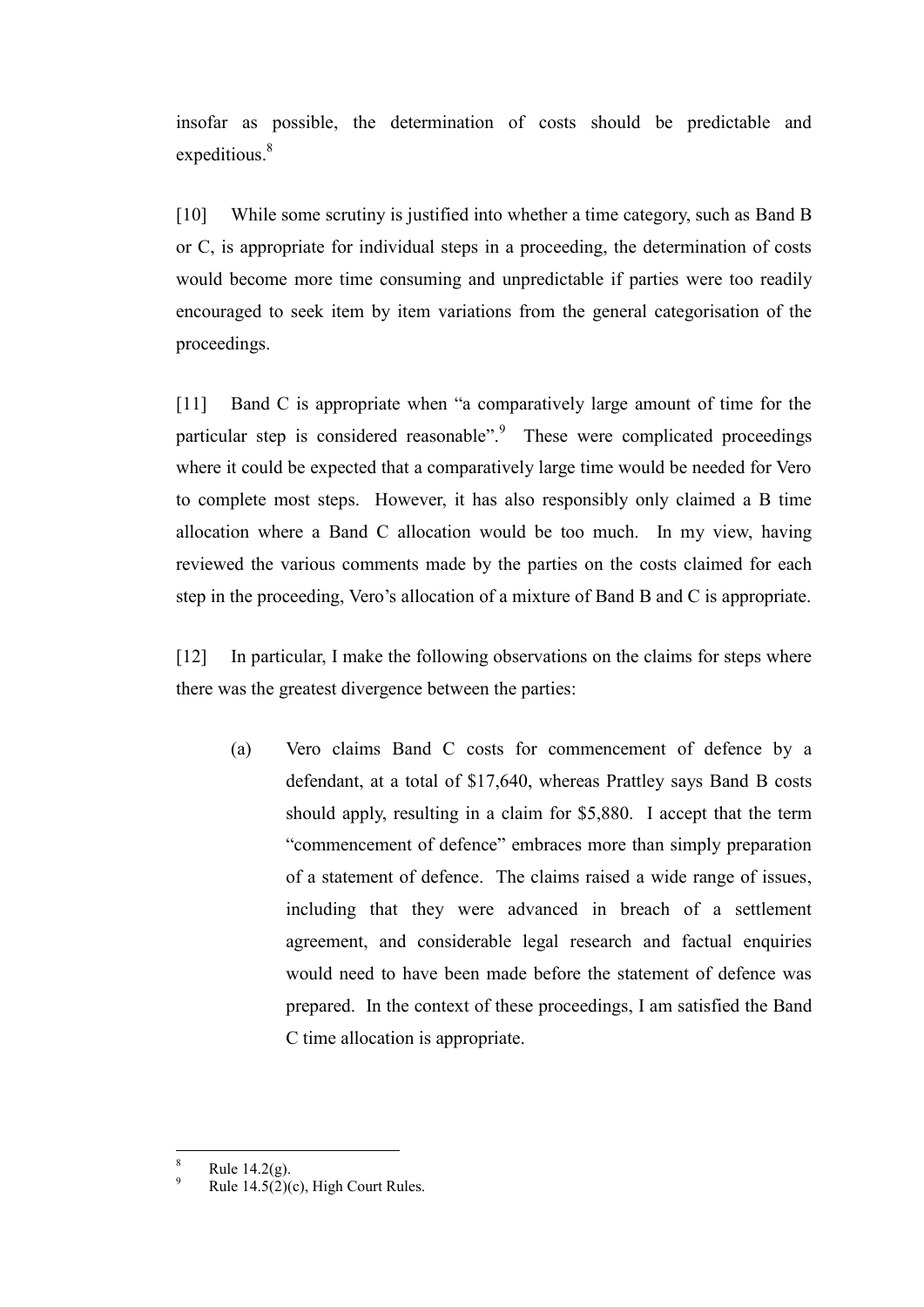insofar as possible, the determination of costs should be predictable and expeditious.[8]

[10] While some scrutiny is justified into whether a time category, such as Band B or C, is appropriate for individual steps in a proceeding, the determination of costs would become more time consuming and unpredictable if parties were too readily encouraged to seek item by item variations from the general categorisation of the proceedings.

[11] Band C is appropriate when "a comparatively large amount of time for the particular step is considered reasonable".[9] These were complicated proceedings where it could be expected that a comparatively large time would be needed for Vero to complete most steps. However, it has also responsibly only claimed a B time allocation where a Band C allocation would be too much. In my view, having reviewed the various comments made by the parties on the costs claimed for each step in the proceeding, Vero's allocation of a mixture of Band B and C is appropriate.

[12] In particular, I make the following observations on the claims for steps where there was the greatest divergence between the parties:

(a) Vero claims Band C costs for commencement of defence by a defendant, at a total of $17,640, whereas Prattley says Band B costs should apply, resulting in a claim for $5,880. I accept that the term "commencement of defence" embraces more than simply preparation of a statement of defence. The claims raised a wide range of issues, including that they were advanced in breach of a settlement agreement, and considerable legal research and factual enquiries would need to have been made before the statement of defence was prepared. In the context of these proceedings, I am satisfied the Band C time allocation is appropriate.

---

[8] Rule 14.2(g).

[9] Rule 14.5(2)(c), High Court Rules.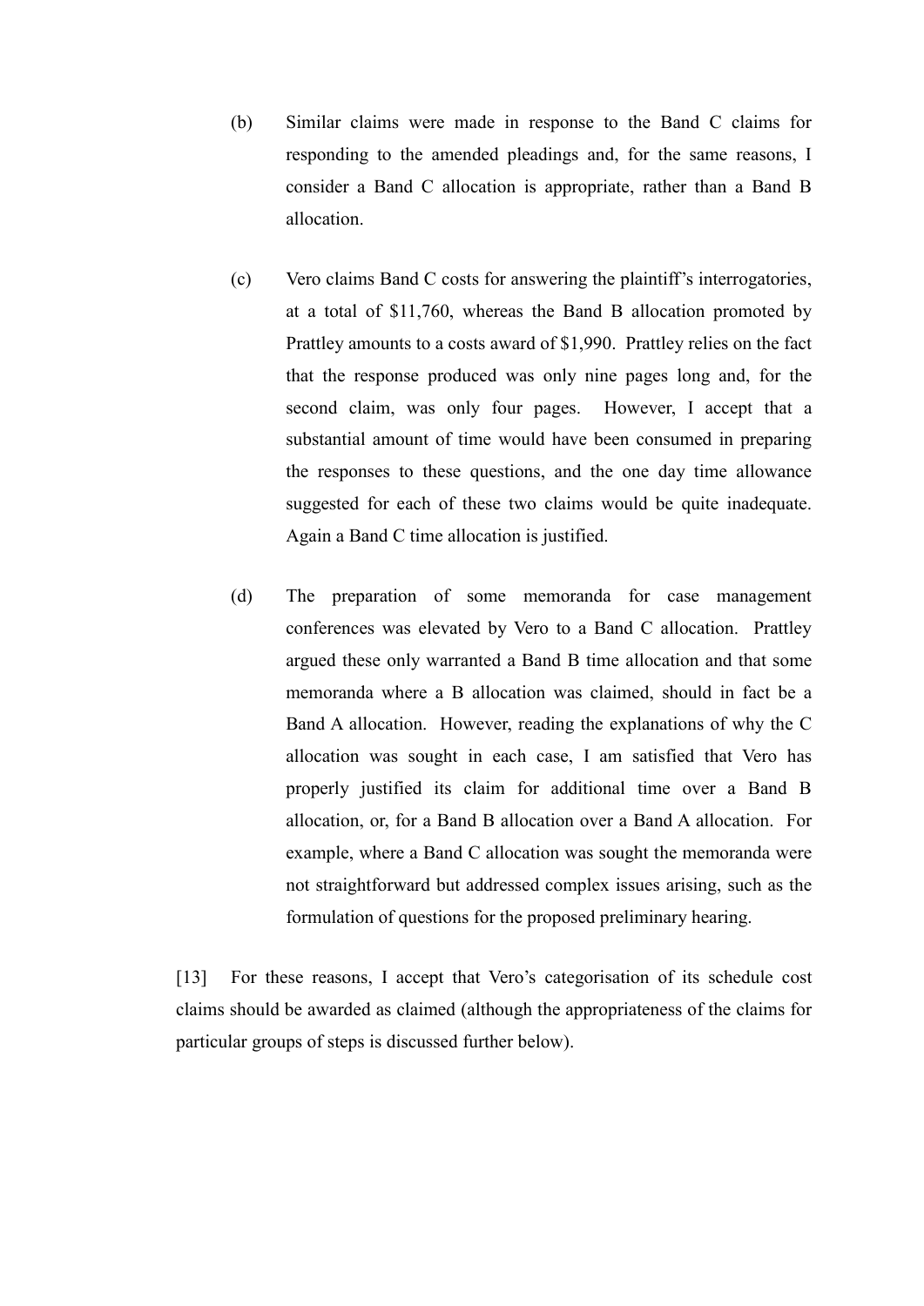(b) Similar claims were made in response to the Band C claims for responding to the amended pleadings and, for the same reasons, I consider a Band C allocation is appropriate, rather than a Band B allocation.

(c) Vero claims Band C costs for answering the plaintiff's interrogatories, at a total of $11,760, whereas the Band B allocation promoted by Prattley amounts to a costs award of $1,990. Prattley relies on the fact that the response produced was only nine pages long and, for the second claim, was only four pages. However, I accept that a substantial amount of time would have been consumed in preparing the responses to these questions, and the one day time allowance suggested for each of these two claims would be quite inadequate. Again a Band C time allocation is justified.

(d) The preparation of some memoranda for case management conferences was elevated by Vero to a Band C allocation. Prattley argued these only warranted a Band B time allocation and that some memoranda where a B allocation was claimed, should in fact be a Band A allocation. However, reading the explanations of why the C allocation was sought in each case, I am satisfied that Vero has properly justified its claim for additional time over a Band B allocation, or, for a Band B allocation over a Band A allocation. For example, where a Band C allocation was sought the memoranda were not straightforward but addressed complex issues arising, such as the formulation of questions for the proposed preliminary hearing.

[13] For these reasons, I accept that Vero's categorisation of its schedule cost claims should be awarded as claimed (although the appropriateness of the claims for particular groups of steps is discussed further below).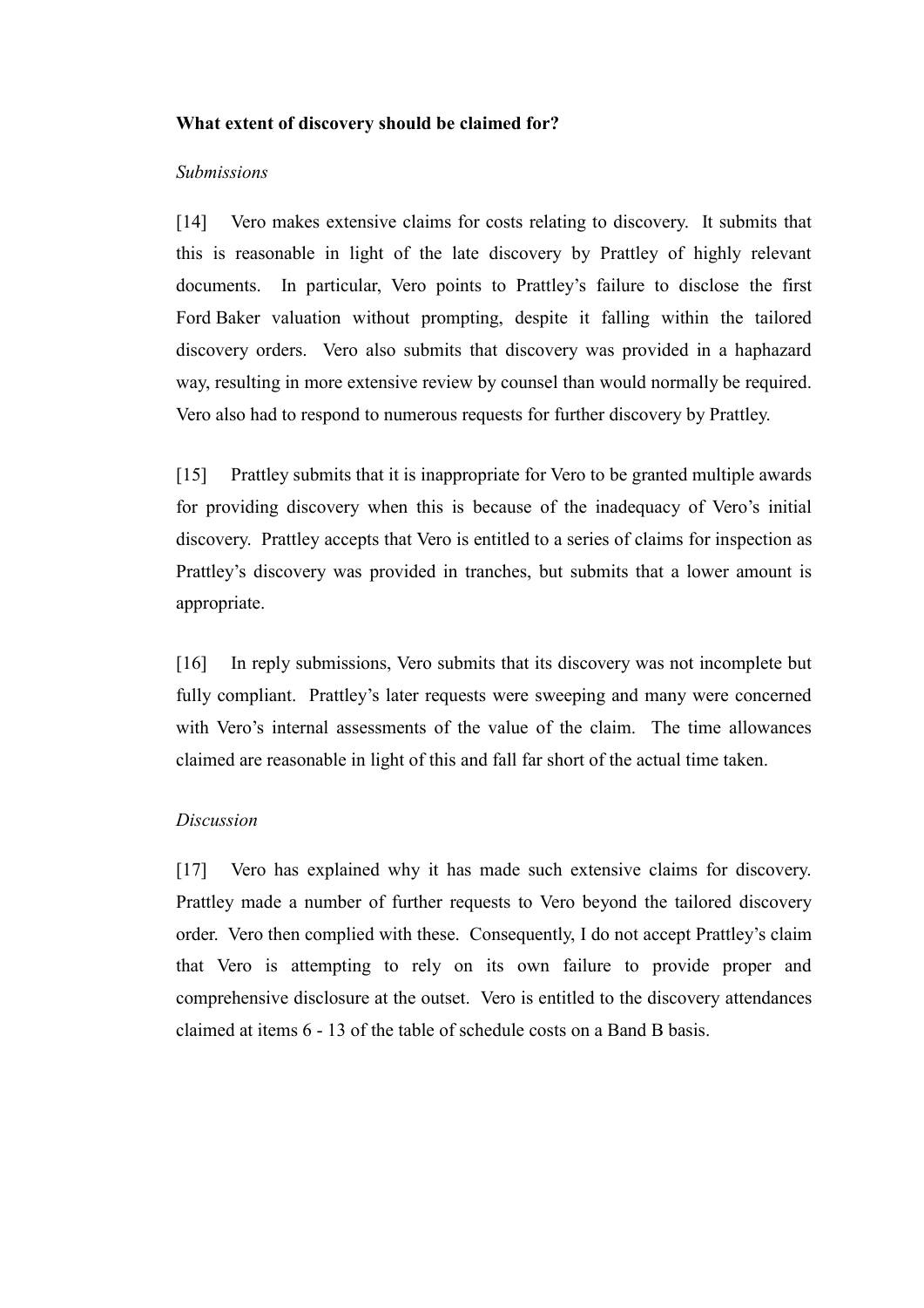**What extent of discovery should be claimed for?**

*Submissions*

[14] Vero makes extensive claims for costs relating to discovery. It submits that this is reasonable in light of the late discovery by Prattley of highly relevant documents. In particular, Vero points to Prattley's failure to disclose the first Ford Baker valuation without prompting, despite it falling within the tailored discovery orders. Vero also submits that discovery was provided in a haphazard way, resulting in more extensive review by counsel than would normally be required. Vero also had to respond to numerous requests for further discovery by Prattley.

[15] Prattley submits that it is inappropriate for Vero to be granted multiple awards for providing discovery when this is because of the inadequacy of Vero's initial discovery. Prattley accepts that Vero is entitled to a series of claims for inspection as Prattley's discovery was provided in tranches, but submits that a lower amount is appropriate.

[16] In reply submissions, Vero submits that its discovery was not incomplete but fully compliant. Prattley's later requests were sweeping and many were concerned with Vero's internal assessments of the value of the claim. The time allowances claimed are reasonable in light of this and fall far short of the actual time taken.

*Discussion*

[17] Vero has explained why it has made such extensive claims for discovery. Prattley made a number of further requests to Vero beyond the tailored discovery order. Vero then complied with these. Consequently, I do not accept Prattley's claim that Vero is attempting to rely on its own failure to provide proper and comprehensive disclosure at the outset. Vero is entitled to the discovery attendances claimed at items 6 - 13 of the table of schedule costs on a Band B basis.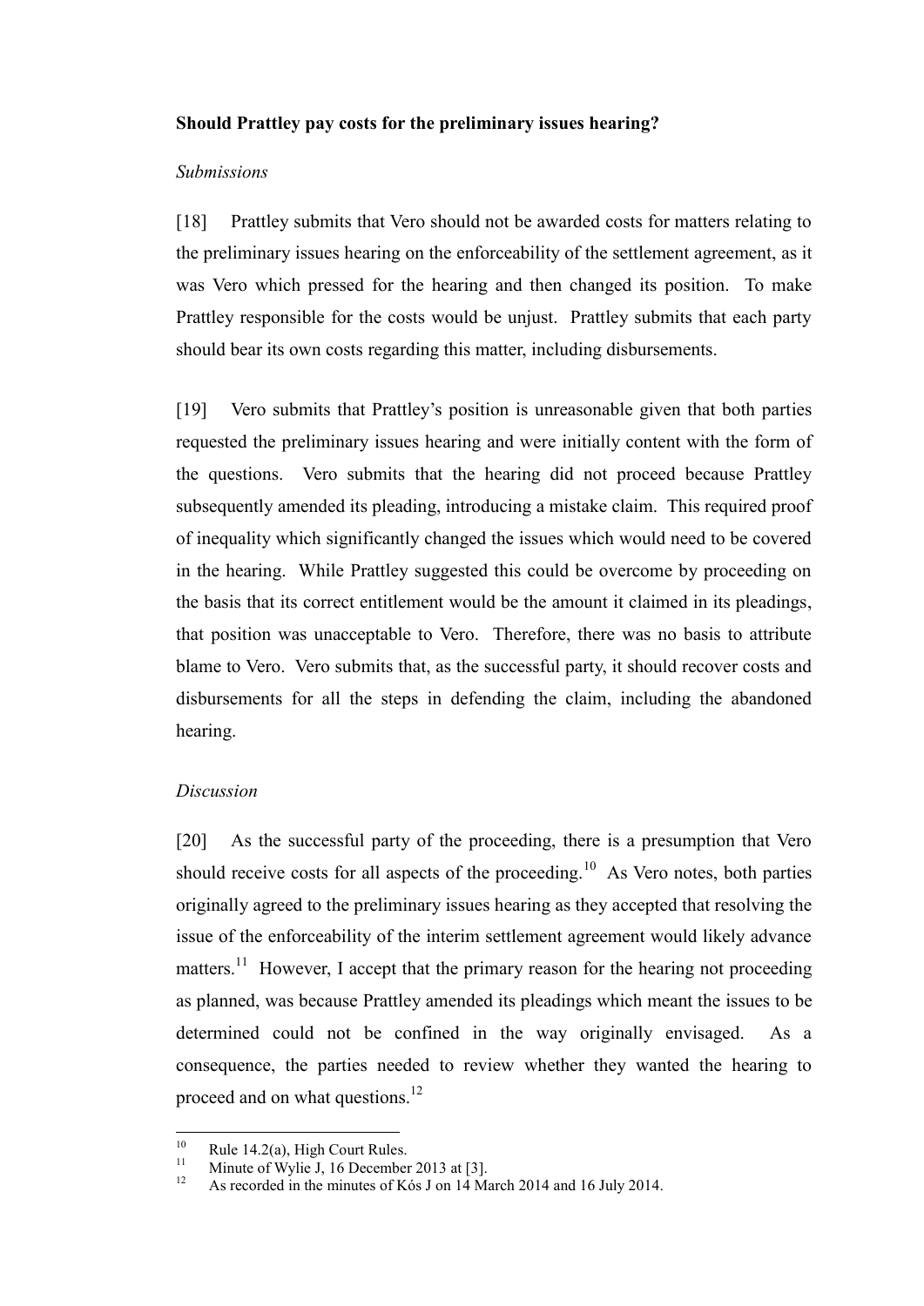**Should Prattley pay costs for the preliminary issues hearing?**

*Submissions*

[18] Prattley submits that Vero should not be awarded costs for matters relating to the preliminary issues hearing on the enforceability of the settlement agreement, as it was Vero which pressed for the hearing and then changed its position. To make Prattley responsible for the costs would be unjust. Prattley submits that each party should bear its own costs regarding this matter, including disbursements.

[19] Vero submits that Prattley's position is unreasonable given that both parties requested the preliminary issues hearing and were initially content with the form of the questions. Vero submits that the hearing did not proceed because Prattley subsequently amended its pleading, introducing a mistake claim. This required proof of inequality which significantly changed the issues which would need to be covered in the hearing. While Prattley suggested this could be overcome by proceeding on the basis that its correct entitlement would be the amount it claimed in its pleadings, that position was unacceptable to Vero. Therefore, there was no basis to attribute blame to Vero. Vero submits that, as the successful party, it should recover costs and disbursements for all the steps in defending the claim, including the abandoned hearing.

*Discussion*

[20] As the successful party of the proceeding, there is a presumption that Vero should receive costs for all aspects of the proceeding.[10] As Vero notes, both parties originally agreed to the preliminary issues hearing as they accepted that resolving the issue of the enforceability of the interim settlement agreement would likely advance matters.[11] However, I accept that the primary reason for the hearing not proceeding as planned, was because Prattley amended its pleadings which meant the issues to be determined could not be confined in the way originally envisaged. As a consequence, the parties needed to review whether they wanted the hearing to proceed and on what questions.[12]

---

[10] Rule 14.2(a), High Court Rules.

[11] Minute of Wylie J, 16 December 2013 at [3].

[12] As recorded in the minutes of Kós J on 14 March 2014 and 16 July 2014.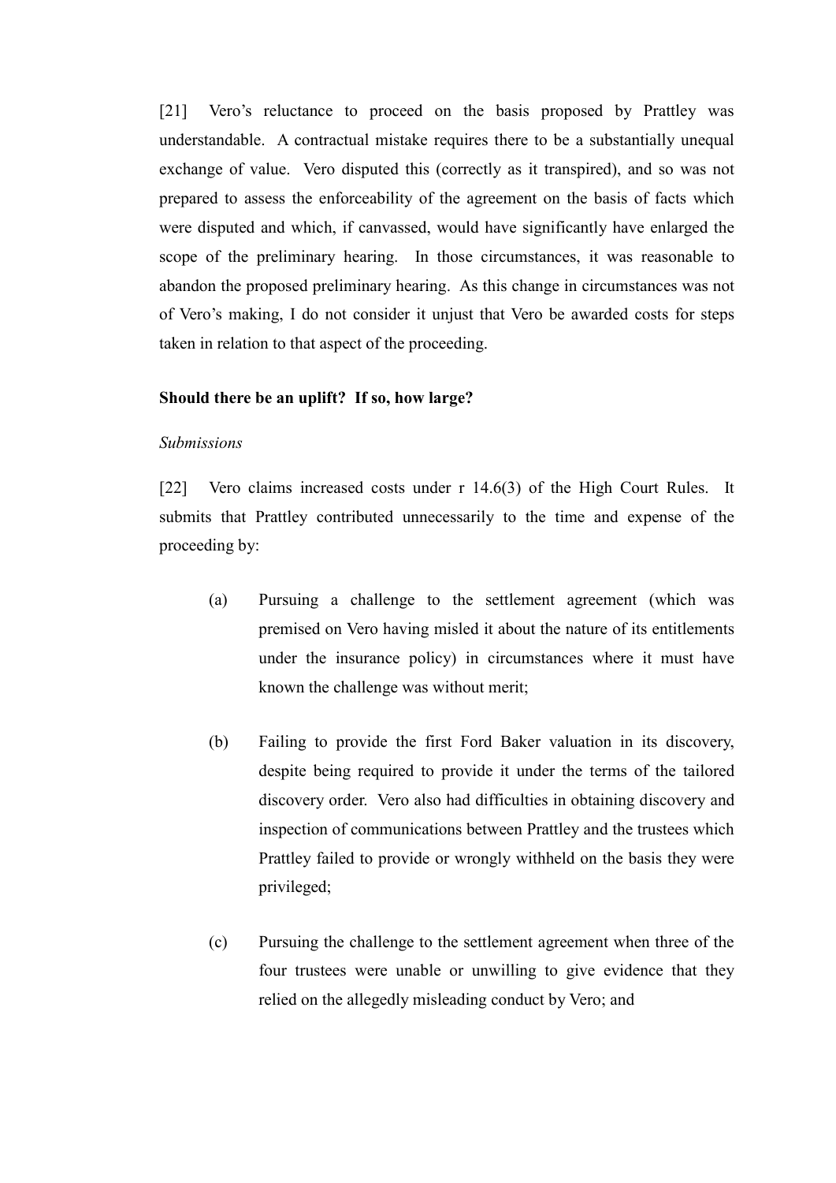[21] Vero's reluctance to proceed on the basis proposed by Prattley was understandable. A contractual mistake requires there to be a substantially unequal exchange of value. Vero disputed this (correctly as it transpired), and so was not prepared to assess the enforceability of the agreement on the basis of facts which were disputed and which, if canvassed, would have significantly have enlarged the scope of the preliminary hearing. In those circumstances, it was reasonable to abandon the proposed preliminary hearing. As this change in circumstances was not of Vero's making, I do not consider it unjust that Vero be awarded costs for steps taken in relation to that aspect of the proceeding.

**Should there be an uplift? If so, how large?**

*Submissions*

[22] Vero claims increased costs under r 14.6(3) of the High Court Rules. It submits that Prattley contributed unnecessarily to the time and expense of the proceeding by:

(a) Pursuing a challenge to the settlement agreement (which was premised on Vero having misled it about the nature of its entitlements under the insurance policy) in circumstances where it must have known the challenge was without merit;

(b) Failing to provide the first Ford Baker valuation in its discovery, despite being required to provide it under the terms of the tailored discovery order. Vero also had difficulties in obtaining discovery and inspection of communications between Prattley and the trustees which Prattley failed to provide or wrongly withheld on the basis they were privileged;

(c) Pursuing the challenge to the settlement agreement when three of the four trustees were unable or unwilling to give evidence that they relied on the allegedly misleading conduct by Vero; and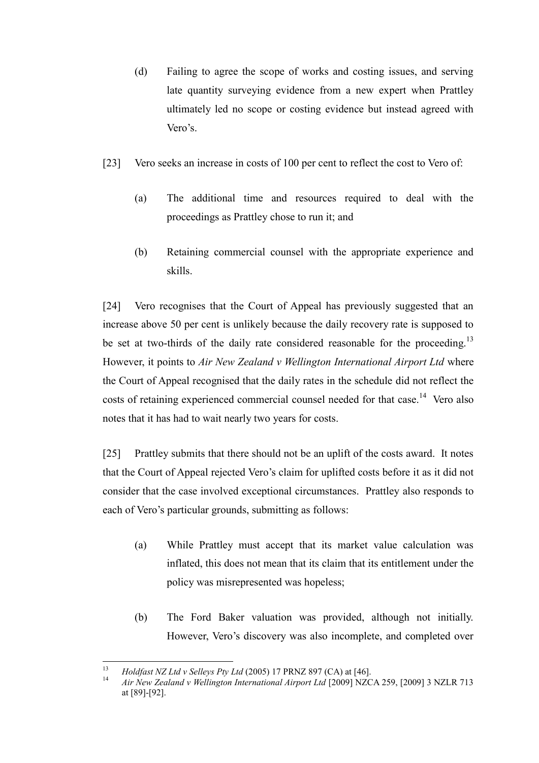(d) Failing to agree the scope of works and costing issues, and serving late quantity surveying evidence from a new expert when Prattley ultimately led no scope or costing evidence but instead agreed with Vero's.

[23] Vero seeks an increase in costs of 100 per cent to reflect the cost to Vero of:

(a) The additional time and resources required to deal with the proceedings as Prattley chose to run it; and

(b) Retaining commercial counsel with the appropriate experience and skills.

[24] Vero recognises that the Court of Appeal has previously suggested that an increase above 50 per cent is unlikely because the daily recovery rate is supposed to be set at two-thirds of the daily rate considered reasonable for the proceeding.[13] However, it points to *Air New Zealand v Wellington International Airport Ltd* where the Court of Appeal recognised that the daily rates in the schedule did not reflect the costs of retaining experienced commercial counsel needed for that case.[14] Vero also notes that it has had to wait nearly two years for costs.

[25] Prattley submits that there should not be an uplift of the costs award. It notes that the Court of Appeal rejected Vero's claim for uplifted costs before it as it did not consider that the case involved exceptional circumstances. Prattley also responds to each of Vero's particular grounds, submitting as follows:

(a) While Prattley must accept that its market value calculation was inflated, this does not mean that its claim that its entitlement under the policy was misrepresented was hopeless;

(b) The Ford Baker valuation was provided, although not initially. However, Vero's discovery was also incomplete, and completed over

---

[13] *Holdfast NZ Ltd v Selleys Pty Ltd* (2005) 17 PRNZ 897 (CA) at [46].

[14] *Air New Zealand v Wellington International Airport Ltd* [2009] NZCA 259, [2009] 3 NZLR 713 at [89]-[92].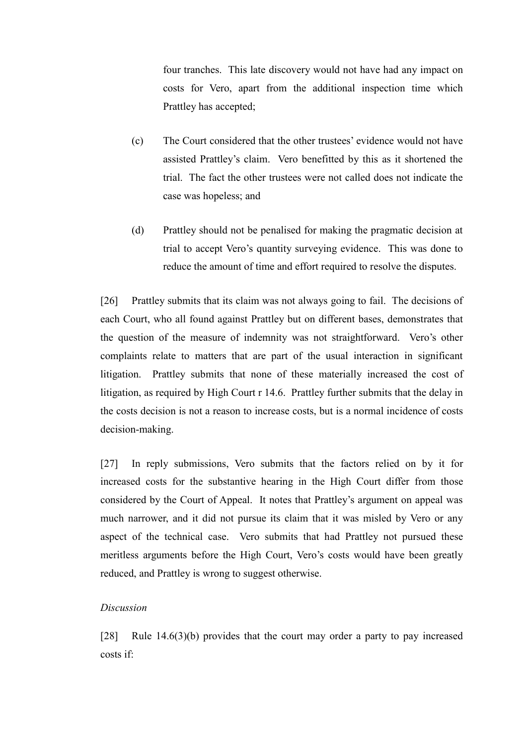four tranches. This late discovery would not have had any impact on costs for Vero, apart from the additional inspection time which Prattley has accepted;

(c) The Court considered that the other trustees' evidence would not have assisted Prattley's claim. Vero benefitted by this as it shortened the trial. The fact the other trustees were not called does not indicate the case was hopeless; and

(d) Prattley should not be penalised for making the pragmatic decision at trial to accept Vero's quantity surveying evidence. This was done to reduce the amount of time and effort required to resolve the disputes.

[26] Prattley submits that its claim was not always going to fail. The decisions of each Court, who all found against Prattley but on different bases, demonstrates that the question of the measure of indemnity was not straightforward. Vero's other complaints relate to matters that are part of the usual interaction in significant litigation. Prattley submits that none of these materially increased the cost of litigation, as required by High Court r 14.6. Prattley further submits that the delay in the costs decision is not a reason to increase costs, but is a normal incidence of costs decision-making.

[27] In reply submissions, Vero submits that the factors relied on by it for increased costs for the substantive hearing in the High Court differ from those considered by the Court of Appeal. It notes that Prattley's argument on appeal was much narrower, and it did not pursue its claim that it was misled by Vero or any aspect of the technical case. Vero submits that had Prattley not pursued these meritless arguments before the High Court, Vero's costs would have been greatly reduced, and Prattley is wrong to suggest otherwise.

*Discussion*

[28] Rule 14.6(3)(b) provides that the court may order a party to pay increased costs if: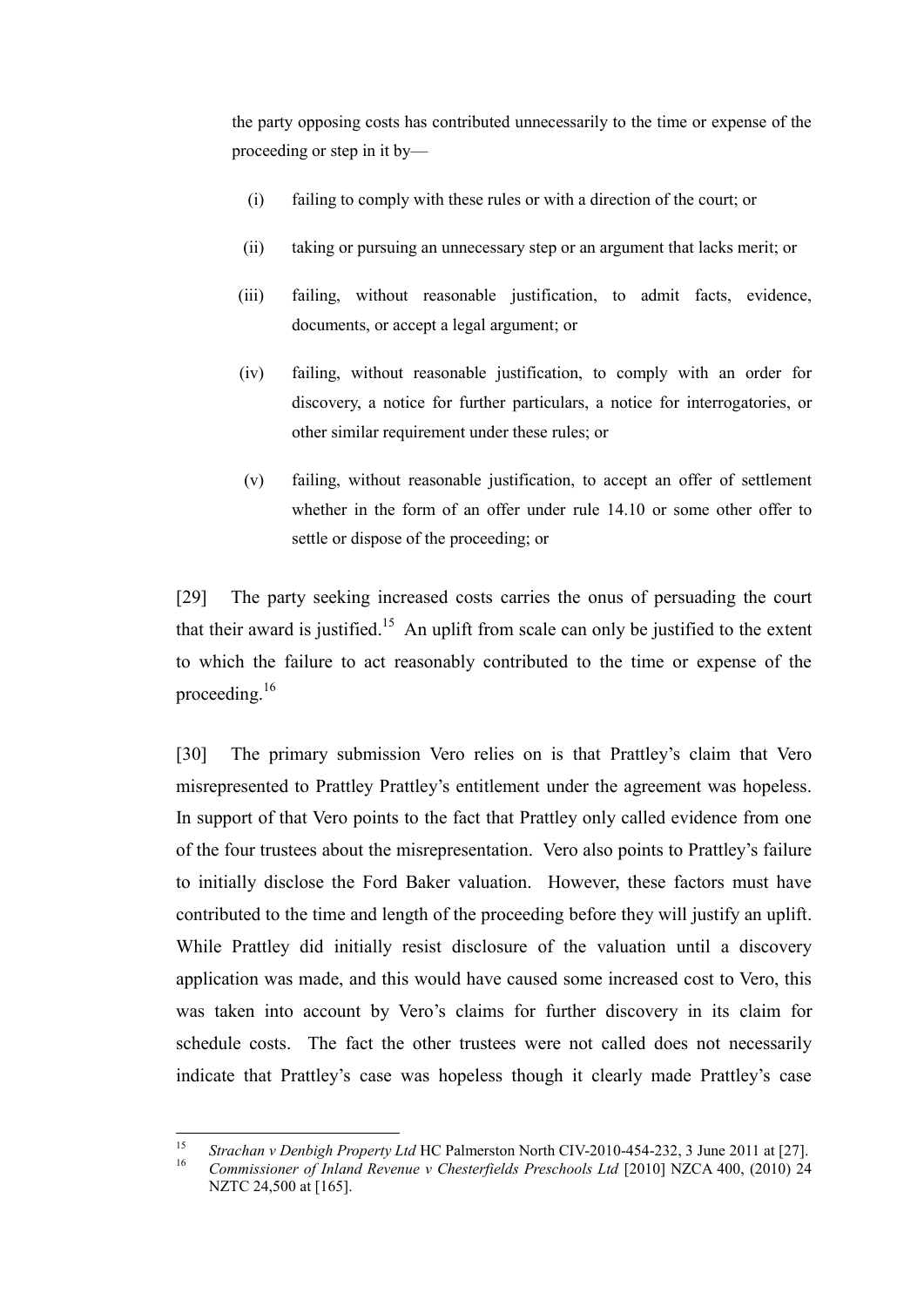the party opposing costs has contributed unnecessarily to the time or expense of the proceeding or step in it by—

(i) failing to comply with these rules or with a direction of the court; or

(ii) taking or pursuing an unnecessary step or an argument that lacks merit; or

(iii) failing, without reasonable justification, to admit facts, evidence, documents, or accept a legal argument; or

(iv) failing, without reasonable justification, to comply with an order for discovery, a notice for further particulars, a notice for interrogatories, or other similar requirement under these rules; or

(v) failing, without reasonable justification, to accept an offer of settlement whether in the form of an offer under rule 14.10 or some other offer to settle or dispose of the proceeding; or

[29] The party seeking increased costs carries the onus of persuading the court that their award is justified.[15] An uplift from scale can only be justified to the extent to which the failure to act reasonably contributed to the time or expense of the proceeding.[16]

[30] The primary submission Vero relies on is that Prattley's claim that Vero misrepresented to Prattley Prattley's entitlement under the agreement was hopeless. In support of that Vero points to the fact that Prattley only called evidence from one of the four trustees about the misrepresentation. Vero also points to Prattley's failure to initially disclose the Ford Baker valuation. However, these factors must have contributed to the time and length of the proceeding before they will justify an uplift. While Prattley did initially resist disclosure of the valuation until a discovery application was made, and this would have caused some increased cost to Vero, this was taken into account by Vero's claims for further discovery in its claim for schedule costs. The fact the other trustees were not called does not necessarily indicate that Prattley's case was hopeless though it clearly made Prattley's case

---

[15] *Strachan v Denbigh Property Ltd* HC Palmerston North CIV-2010-454-232, 3 June 2011 at [27].

[16] *Commissioner of Inland Revenue v Chesterfields Preschools Ltd* [2010] NZCA 400, (2010) 24 NZTC 24,500 at [165].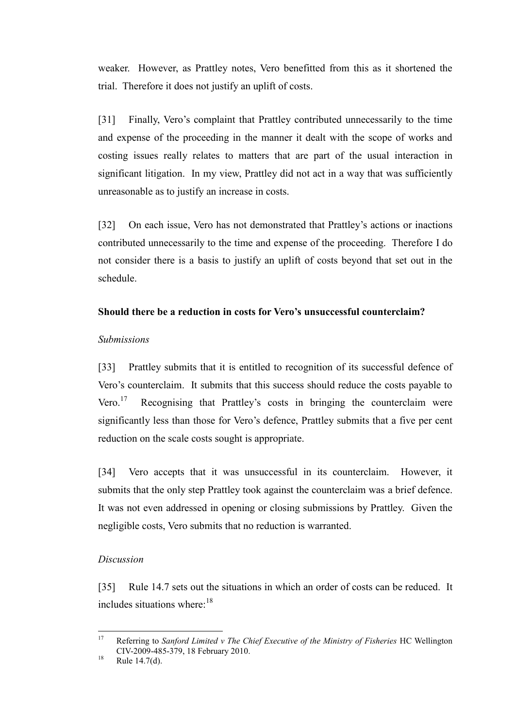weaker. However, as Prattley notes, Vero benefitted from this as it shortened the trial. Therefore it does not justify an uplift of costs.

[31] Finally, Vero's complaint that Prattley contributed unnecessarily to the time and expense of the proceeding in the manner it dealt with the scope of works and costing issues really relates to matters that are part of the usual interaction in significant litigation. In my view, Prattley did not act in a way that was sufficiently unreasonable as to justify an increase in costs.

[32] On each issue, Vero has not demonstrated that Prattley's actions or inactions contributed unnecessarily to the time and expense of the proceeding. Therefore I do not consider there is a basis to justify an uplift of costs beyond that set out in the schedule.

**Should there be a reduction in costs for Vero's unsuccessful counterclaim?**

*Submissions*

[33] Prattley submits that it is entitled to recognition of its successful defence of Vero's counterclaim. It submits that this success should reduce the costs payable to Vero.[17] Recognising that Prattley's costs in bringing the counterclaim were significantly less than those for Vero's defence, Prattley submits that a five per cent reduction on the scale costs sought is appropriate.

[34] Vero accepts that it was unsuccessful in its counterclaim. However, it submits that the only step Prattley took against the counterclaim was a brief defence. It was not even addressed in opening or closing submissions by Prattley. Given the negligible costs, Vero submits that no reduction is warranted.

*Discussion*

[35] Rule 14.7 sets out the situations in which an order of costs can be reduced. It includes situations where:[18]

---

[17] Referring to *Sanford Limited v The Chief Executive of the Ministry of Fisheries* HC Wellington CIV-2009-485-379, 18 February 2010.

[18] Rule 14.7(d).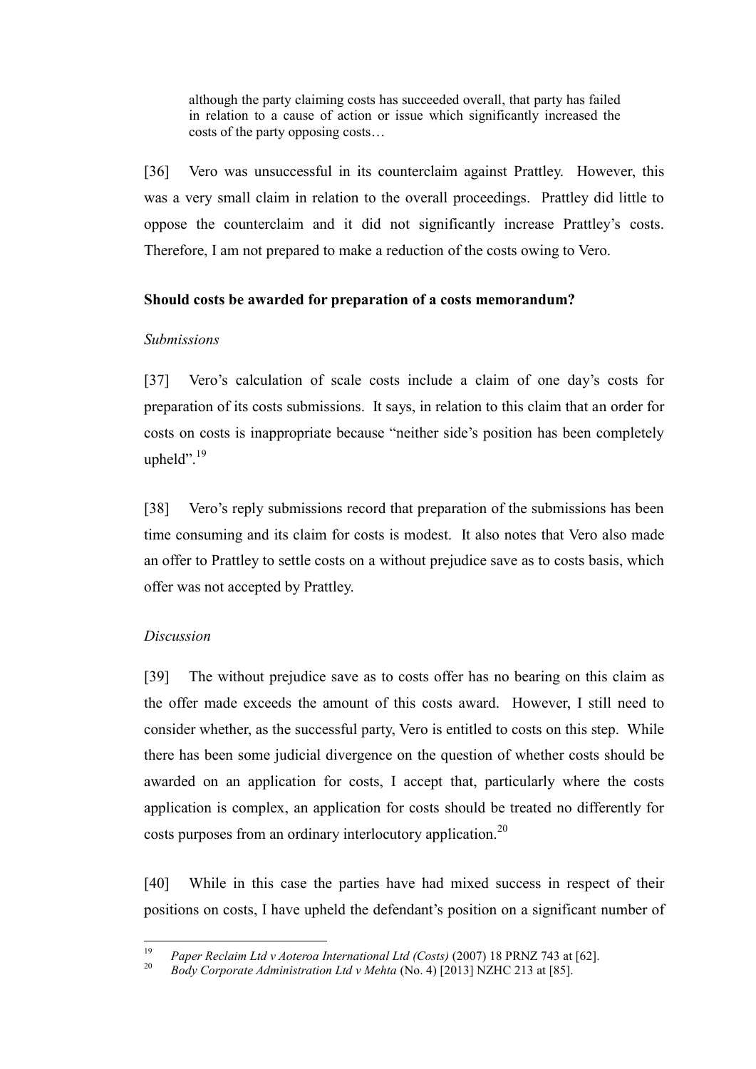> although the party claiming costs has succeeded overall, that party has failed in relation to a cause of action or issue which significantly increased the costs of the party opposing costs…

[36] Vero was unsuccessful in its counterclaim against Prattley. However, this was a very small claim in relation to the overall proceedings. Prattley did little to oppose the counterclaim and it did not significantly increase Prattley's costs. Therefore, I am not prepared to make a reduction of the costs owing to Vero.

**Should costs be awarded for preparation of a costs memorandum?**

*Submissions*

[37] Vero's calculation of scale costs include a claim of one day's costs for preparation of its costs submissions. It says, in relation to this claim that an order for costs on costs is inappropriate because "neither side's position has been completely upheld".[19]

[38] Vero's reply submissions record that preparation of the submissions has been time consuming and its claim for costs is modest. It also notes that Vero also made an offer to Prattley to settle costs on a without prejudice save as to costs basis, which offer was not accepted by Prattley.

*Discussion*

[39] The without prejudice save as to costs offer has no bearing on this claim as the offer made exceeds the amount of this costs award. However, I still need to consider whether, as the successful party, Vero is entitled to costs on this step. While there has been some judicial divergence on the question of whether costs should be awarded on an application for costs, I accept that, particularly where the costs application is complex, an application for costs should be treated no differently for costs purposes from an ordinary interlocutory application.[20]

[40] While in this case the parties have had mixed success in respect of their positions on costs, I have upheld the defendant's position on a significant number of

---

[19] *Paper Reclaim Ltd v Aoteroa International Ltd (Costs)* (2007) 18 PRNZ 743 at [62].

[20] *Body Corporate Administration Ltd v Mehta* (No. 4) [2013] NZHC 213 at [85].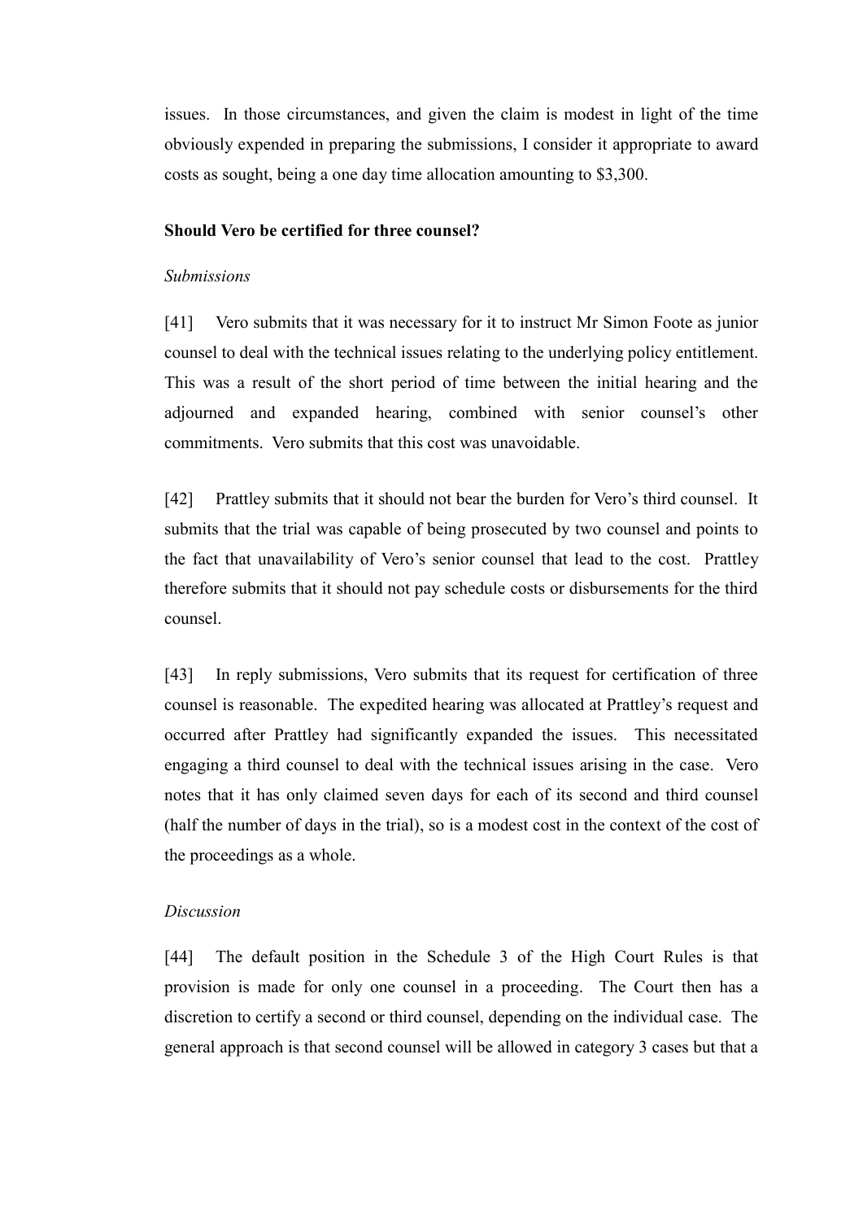issues. In those circumstances, and given the claim is modest in light of the time obviously expended in preparing the submissions, I consider it appropriate to award costs as sought, being a one day time allocation amounting to $3,300.

**Should Vero be certified for three counsel?**

*Submissions*

[41] Vero submits that it was necessary for it to instruct Mr Simon Foote as junior counsel to deal with the technical issues relating to the underlying policy entitlement. This was a result of the short period of time between the initial hearing and the adjourned and expanded hearing, combined with senior counsel's other commitments. Vero submits that this cost was unavoidable.

[42] Prattley submits that it should not bear the burden for Vero's third counsel. It submits that the trial was capable of being prosecuted by two counsel and points to the fact that unavailability of Vero's senior counsel that lead to the cost. Prattley therefore submits that it should not pay schedule costs or disbursements for the third counsel.

[43] In reply submissions, Vero submits that its request for certification of three counsel is reasonable. The expedited hearing was allocated at Prattley's request and occurred after Prattley had significantly expanded the issues. This necessitated engaging a third counsel to deal with the technical issues arising in the case. Vero notes that it has only claimed seven days for each of its second and third counsel (half the number of days in the trial), so is a modest cost in the context of the cost of the proceedings as a whole.

*Discussion*

[44] The default position in the Schedule 3 of the High Court Rules is that provision is made for only one counsel in a proceeding. The Court then has a discretion to certify a second or third counsel, depending on the individual case. The general approach is that second counsel will be allowed in category 3 cases but that a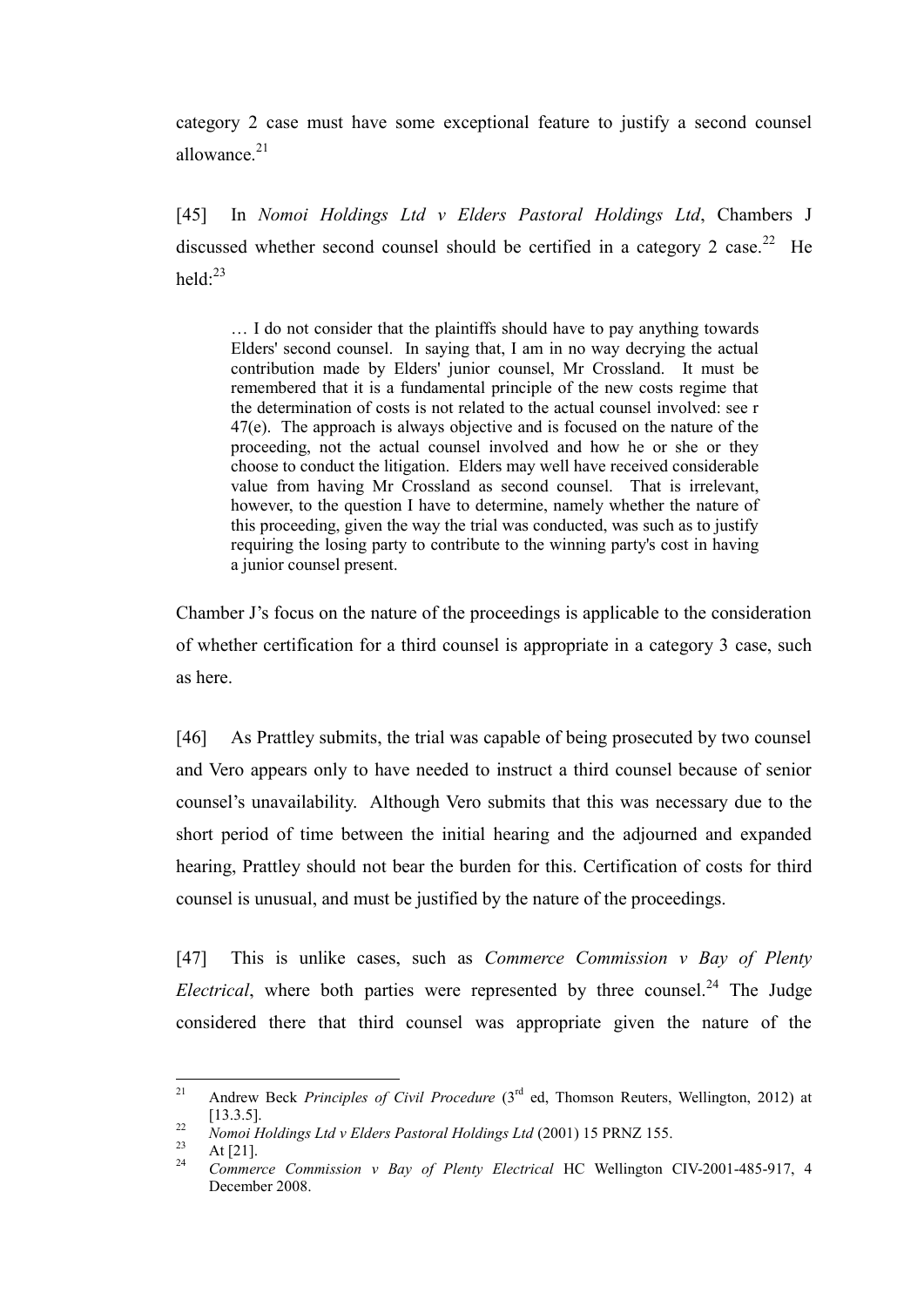category 2 case must have some exceptional feature to justify a second counsel allowance.[21]

[45] In *Nomoi Holdings Ltd v Elders Pastoral Holdings Ltd*, Chambers J discussed whether second counsel should be certified in a category 2 case.[22] He held:[23]

> … I do not consider that the plaintiffs should have to pay anything towards Elders' second counsel. In saying that, I am in no way decrying the actual contribution made by Elders' junior counsel, Mr Crossland. It must be remembered that it is a fundamental principle of the new costs regime that the determination of costs is not related to the actual counsel involved: see r 47(e). The approach is always objective and is focused on the nature of the proceeding, not the actual counsel involved and how he or she or they choose to conduct the litigation. Elders may well have received considerable value from having Mr Crossland as second counsel. That is irrelevant, however, to the question I have to determine, namely whether the nature of this proceeding, given the way the trial was conducted, was such as to justify requiring the losing party to contribute to the winning party's cost in having a junior counsel present.

Chamber J's focus on the nature of the proceedings is applicable to the consideration of whether certification for a third counsel is appropriate in a category 3 case, such as here.

[46] As Prattley submits, the trial was capable of being prosecuted by two counsel and Vero appears only to have needed to instruct a third counsel because of senior counsel's unavailability. Although Vero submits that this was necessary due to the short period of time between the initial hearing and the adjourned and expanded hearing, Prattley should not bear the burden for this. Certification of costs for third counsel is unusual, and must be justified by the nature of the proceedings.

[47] This is unlike cases, such as *Commerce Commission v Bay of Plenty Electrical*, where both parties were represented by three counsel.[24] The Judge considered there that third counsel was appropriate given the nature of the

---

[21] Andrew Beck *Principles of Civil Procedure* (3rd ed, Thomson Reuters, Wellington, 2012) at [13.3.5].

[22] *Nomoi Holdings Ltd v Elders Pastoral Holdings Ltd* (2001) 15 PRNZ 155.

[23] At [21].

[24] *Commerce Commission v Bay of Plenty Electrical* HC Wellington CIV-2001-485-917, 4 December 2008.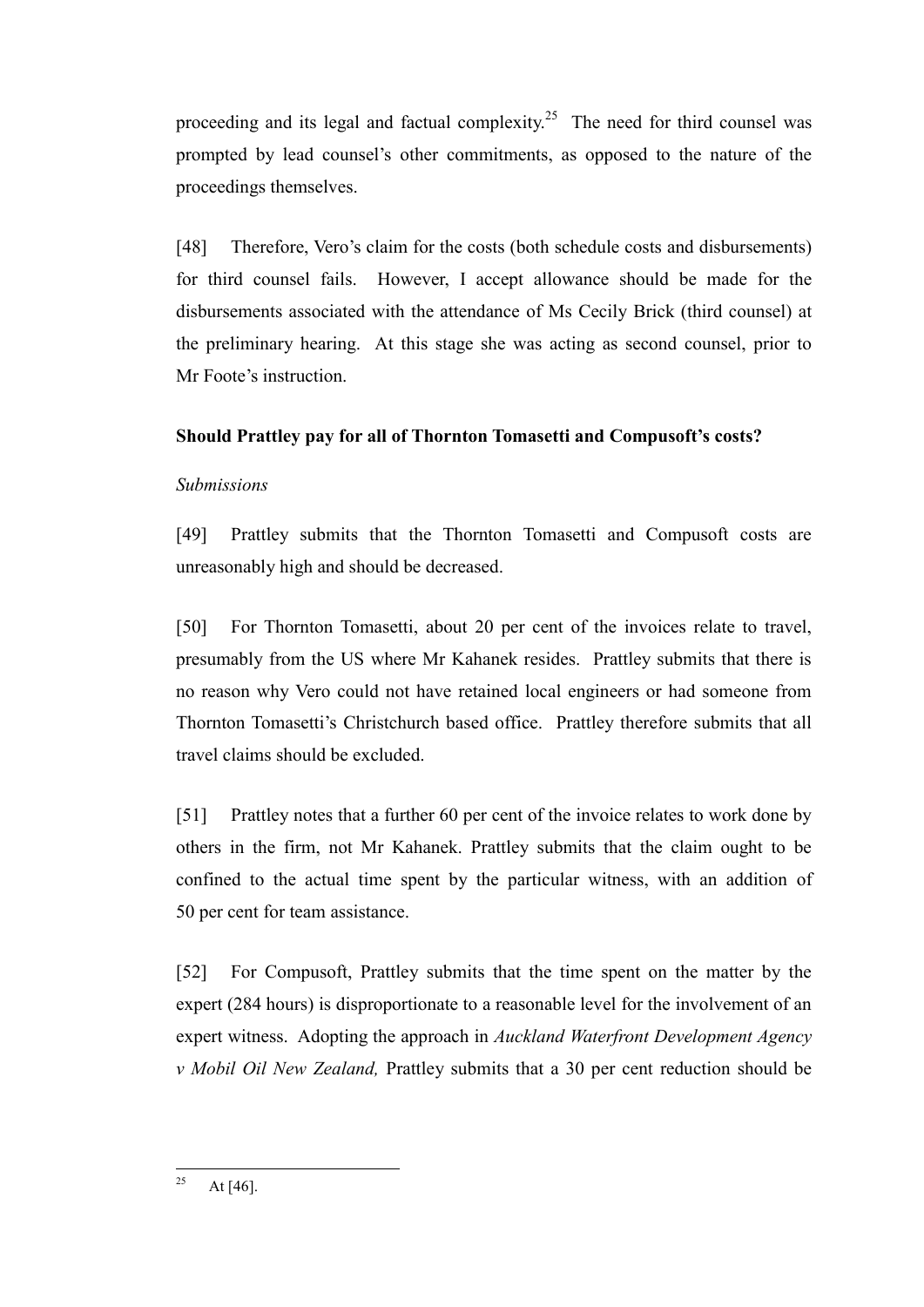proceeding and its legal and factual complexity.[25] The need for third counsel was prompted by lead counsel's other commitments, as opposed to the nature of the proceedings themselves.

[48] Therefore, Vero's claim for the costs (both schedule costs and disbursements) for third counsel fails. However, I accept allowance should be made for the disbursements associated with the attendance of Ms Cecily Brick (third counsel) at the preliminary hearing. At this stage she was acting as second counsel, prior to Mr Foote's instruction.

### Should Prattley pay for all of Thornton Tomasetti and Compusoft's costs?

*Submissions*

[49] Prattley submits that the Thornton Tomasetti and Compusoft costs are unreasonably high and should be decreased.

[50] For Thornton Tomasetti, about 20 per cent of the invoices relate to travel, presumably from the US where Mr Kahanek resides. Prattley submits that there is no reason why Vero could not have retained local engineers or had someone from Thornton Tomasetti's Christchurch based office. Prattley therefore submits that all travel claims should be excluded.

[51] Prattley notes that a further 60 per cent of the invoice relates to work done by others in the firm, not Mr Kahanek. Prattley submits that the claim ought to be confined to the actual time spent by the particular witness, with an addition of 50 per cent for team assistance.

[52] For Compusoft, Prattley submits that the time spent on the matter by the expert (284 hours) is disproportionate to a reasonable level for the involvement of an expert witness. Adopting the approach in *Auckland Waterfront Development Agency v Mobil Oil New Zealand,* Prattley submits that a 30 per cent reduction should be

---

[25] At [46].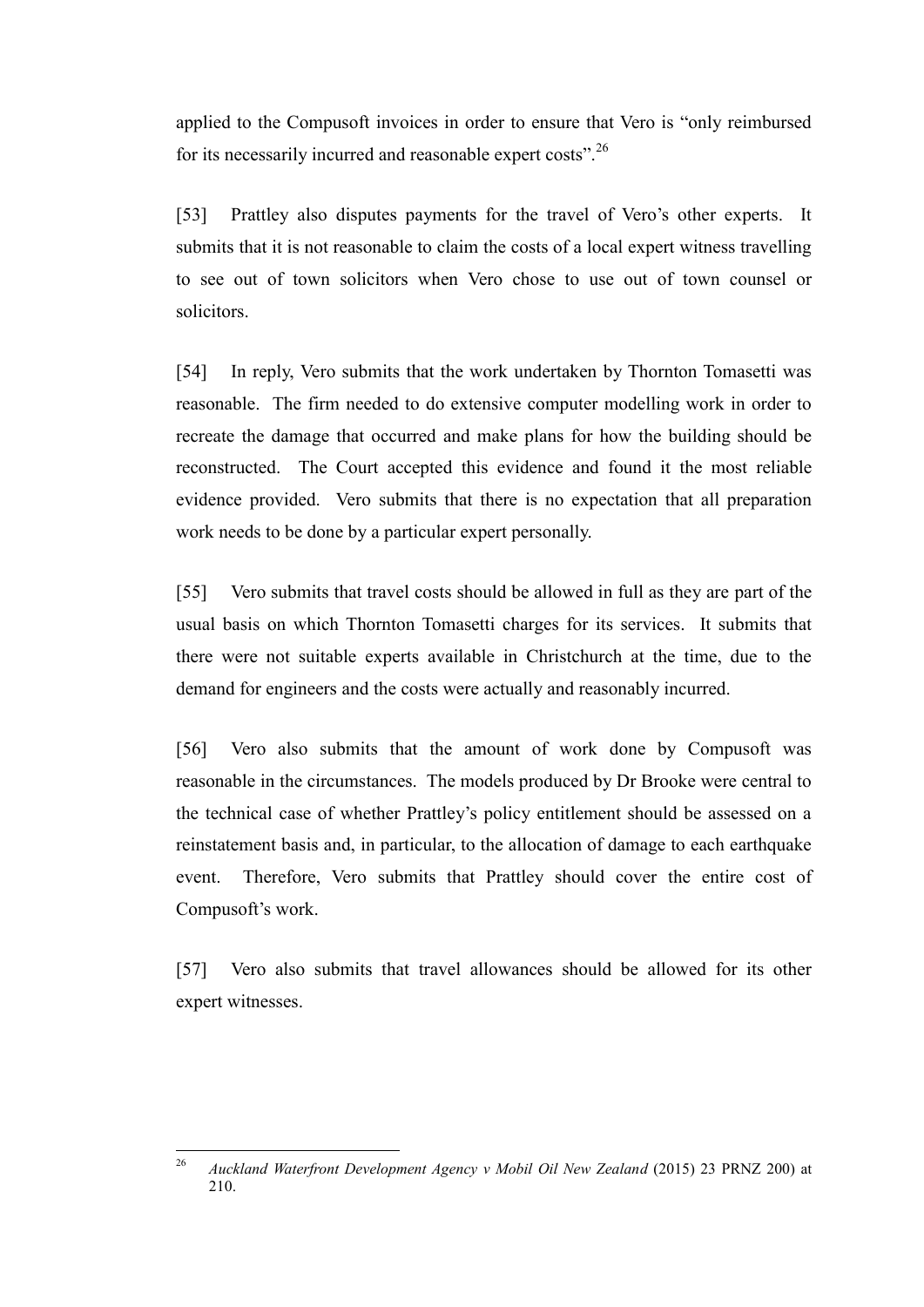applied to the Compusoft invoices in order to ensure that Vero is "only reimbursed for its necessarily incurred and reasonable expert costs".[26]

[53] Prattley also disputes payments for the travel of Vero's other experts. It submits that it is not reasonable to claim the costs of a local expert witness travelling to see out of town solicitors when Vero chose to use out of town counsel or solicitors.

[54] In reply, Vero submits that the work undertaken by Thornton Tomasetti was reasonable. The firm needed to do extensive computer modelling work in order to recreate the damage that occurred and make plans for how the building should be reconstructed. The Court accepted this evidence and found it the most reliable evidence provided. Vero submits that there is no expectation that all preparation work needs to be done by a particular expert personally.

[55] Vero submits that travel costs should be allowed in full as they are part of the usual basis on which Thornton Tomasetti charges for its services. It submits that there were not suitable experts available in Christchurch at the time, due to the demand for engineers and the costs were actually and reasonably incurred.

[56] Vero also submits that the amount of work done by Compusoft was reasonable in the circumstances. The models produced by Dr Brooke were central to the technical case of whether Prattley's policy entitlement should be assessed on a reinstatement basis and, in particular, to the allocation of damage to each earthquake event. Therefore, Vero submits that Prattley should cover the entire cost of Compusoft's work.

[57] Vero also submits that travel allowances should be allowed for its other expert witnesses.

---

[26] *Auckland Waterfront Development Agency v Mobil Oil New Zealand* (2015) 23 PRNZ 200) at 210.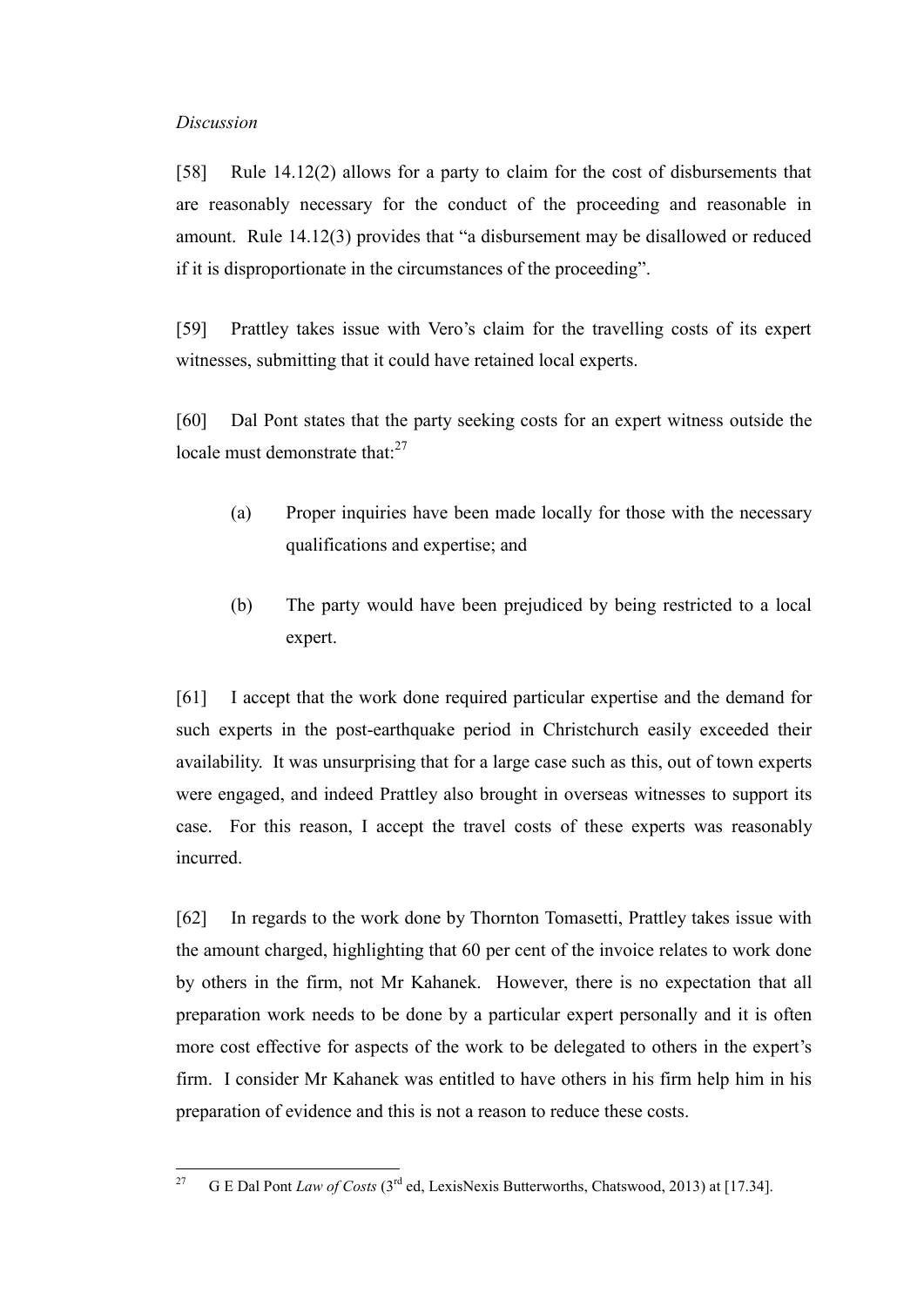*Discussion*

[58] Rule 14.12(2) allows for a party to claim for the cost of disbursements that are reasonably necessary for the conduct of the proceeding and reasonable in amount. Rule 14.12(3) provides that "a disbursement may be disallowed or reduced if it is disproportionate in the circumstances of the proceeding".

[59] Prattley takes issue with Vero's claim for the travelling costs of its expert witnesses, submitting that it could have retained local experts.

[60] Dal Pont states that the party seeking costs for an expert witness outside the locale must demonstrate that:[27]

> (a) Proper inquiries have been made locally for those with the necessary qualifications and expertise; and
>
> (b) The party would have been prejudiced by being restricted to a local expert.

[61] I accept that the work done required particular expertise and the demand for such experts in the post-earthquake period in Christchurch easily exceeded their availability. It was unsurprising that for a large case such as this, out of town experts were engaged, and indeed Prattley also brought in overseas witnesses to support its case. For this reason, I accept the travel costs of these experts was reasonably incurred.

[62] In regards to the work done by Thornton Tomasetti, Prattley takes issue with the amount charged, highlighting that 60 per cent of the invoice relates to work done by others in the firm, not Mr Kahanek. However, there is no expectation that all preparation work needs to be done by a particular expert personally and it is often more cost effective for aspects of the work to be delegated to others in the expert's firm. I consider Mr Kahanek was entitled to have others in his firm help him in his preparation of evidence and this is not a reason to reduce these costs.

---

[27] G E Dal Pont *Law of Costs* (3rd ed, LexisNexis Butterworths, Chatswood, 2013) at [17.34].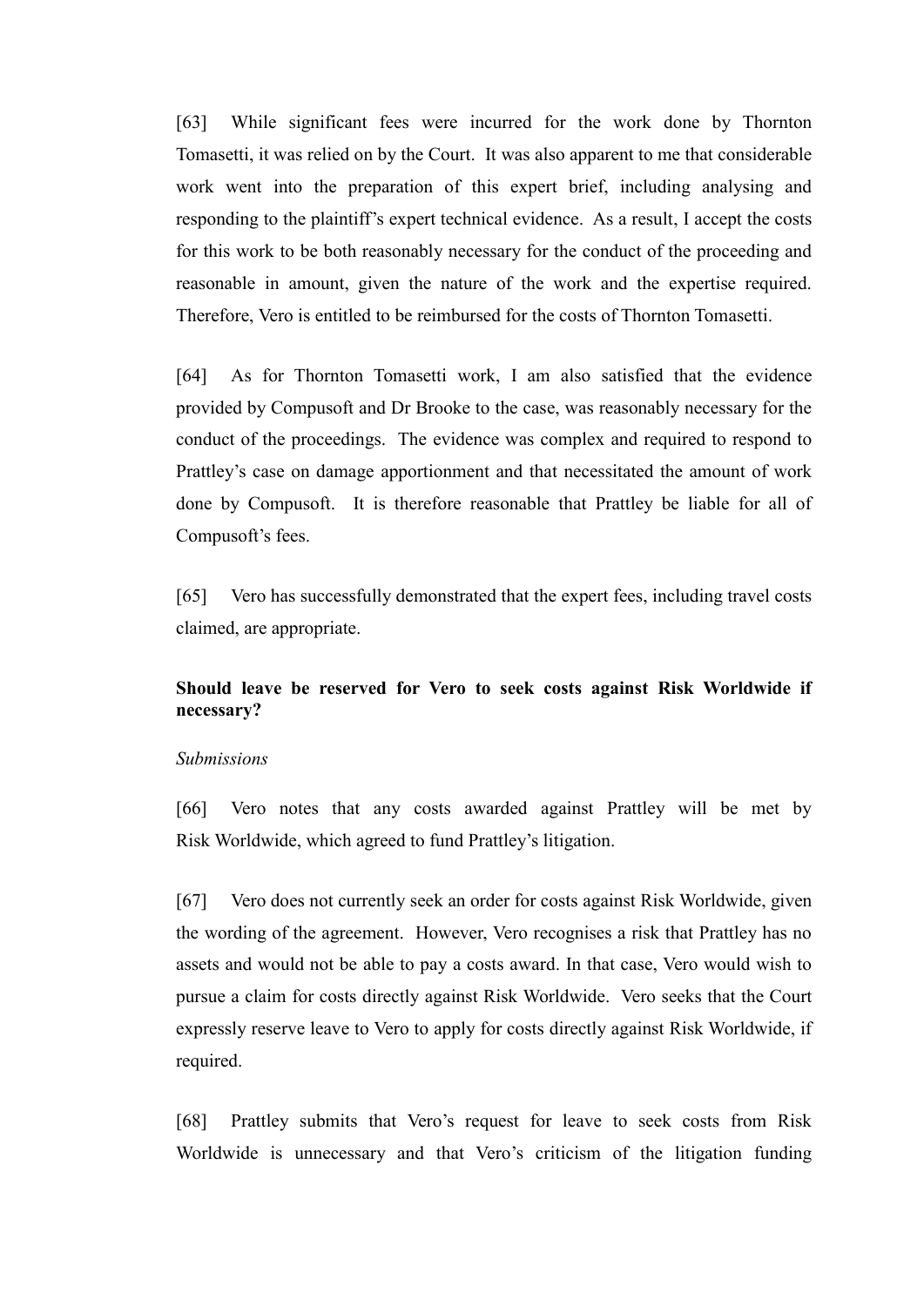[63] While significant fees were incurred for the work done by Thornton Tomasetti, it was relied on by the Court. It was also apparent to me that considerable work went into the preparation of this expert brief, including analysing and responding to the plaintiff's expert technical evidence. As a result, I accept the costs for this work to be both reasonably necessary for the conduct of the proceeding and reasonable in amount, given the nature of the work and the expertise required. Therefore, Vero is entitled to be reimbursed for the costs of Thornton Tomasetti.

[64] As for Thornton Tomasetti work, I am also satisfied that the evidence provided by Compusoft and Dr Brooke to the case, was reasonably necessary for the conduct of the proceedings. The evidence was complex and required to respond to Prattley's case on damage apportionment and that necessitated the amount of work done by Compusoft. It is therefore reasonable that Prattley be liable for all of Compusoft's fees.

[65] Vero has successfully demonstrated that the expert fees, including travel costs claimed, are appropriate.

**Should leave be reserved for Vero to seek costs against Risk Worldwide if necessary?**

*Submissions*

[66] Vero notes that any costs awarded against Prattley will be met by Risk Worldwide, which agreed to fund Prattley's litigation.

[67] Vero does not currently seek an order for costs against Risk Worldwide, given the wording of the agreement. However, Vero recognises a risk that Prattley has no assets and would not be able to pay a costs award. In that case, Vero would wish to pursue a claim for costs directly against Risk Worldwide. Vero seeks that the Court expressly reserve leave to Vero to apply for costs directly against Risk Worldwide, if required.

[68] Prattley submits that Vero's request for leave to seek costs from Risk Worldwide is unnecessary and that Vero's criticism of the litigation funding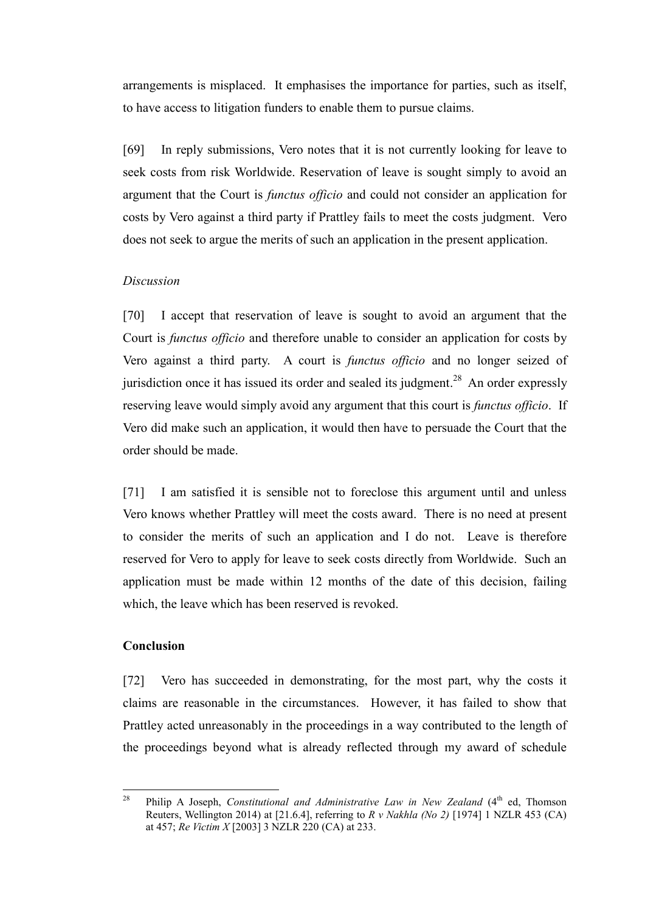arrangements is misplaced. It emphasises the importance for parties, such as itself, to have access to litigation funders to enable them to pursue claims.

[69] In reply submissions, Vero notes that it is not currently looking for leave to seek costs from risk Worldwide. Reservation of leave is sought simply to avoid an argument that the Court is *functus officio* and could not consider an application for costs by Vero against a third party if Prattley fails to meet the costs judgment. Vero does not seek to argue the merits of such an application in the present application.

*Discussion*

[70] I accept that reservation of leave is sought to avoid an argument that the Court is *functus officio* and therefore unable to consider an application for costs by Vero against a third party. A court is *functus officio* and no longer seized of jurisdiction once it has issued its order and sealed its judgment.[28] An order expressly reserving leave would simply avoid any argument that this court is *functus officio*. If Vero did make such an application, it would then have to persuade the Court that the order should be made.

[71] I am satisfied it is sensible not to foreclose this argument until and unless Vero knows whether Prattley will meet the costs award. There is no need at present to consider the merits of such an application and I do not. Leave is therefore reserved for Vero to apply for leave to seek costs directly from Worldwide. Such an application must be made within 12 months of the date of this decision, failing which, the leave which has been reserved is revoked.

## Conclusion

[72] Vero has succeeded in demonstrating, for the most part, why the costs it claims are reasonable in the circumstances. However, it has failed to show that Prattley acted unreasonably in the proceedings in a way contributed to the length of the proceedings beyond what is already reflected through my award of schedule

---

[28] Philip A Joseph, *Constitutional and Administrative Law in New Zealand* (4th ed, Thomson Reuters, Wellington 2014) at [21.6.4], referring to *R v Nakhla (No 2)* [1974] 1 NZLR 453 (CA) at 457; *Re Victim X* [2003] 3 NZLR 220 (CA) at 233.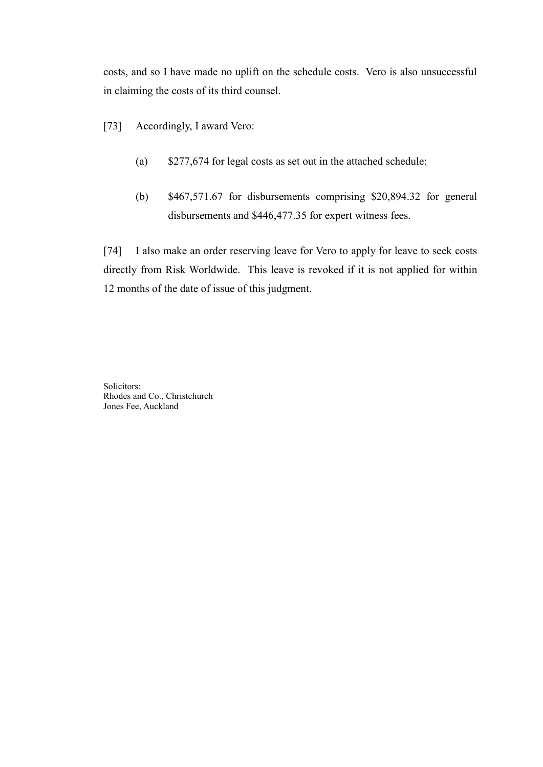costs, and so I have made no uplift on the schedule costs. Vero is also unsuccessful in claiming the costs of its third counsel.

[73] Accordingly, I award Vero:

(a) $277,674 for legal costs as set out in the attached schedule;

(b) $467,571.67 for disbursements comprising $20,894.32 for general disbursements and $446,477.35 for expert witness fees.

[74] I also make an order reserving leave for Vero to apply for leave to seek costs directly from Risk Worldwide. This leave is revoked if it is not applied for within 12 months of the date of issue of this judgment.

Solicitors:
Rhodes and Co., Christchurch
Jones Fee, Auckland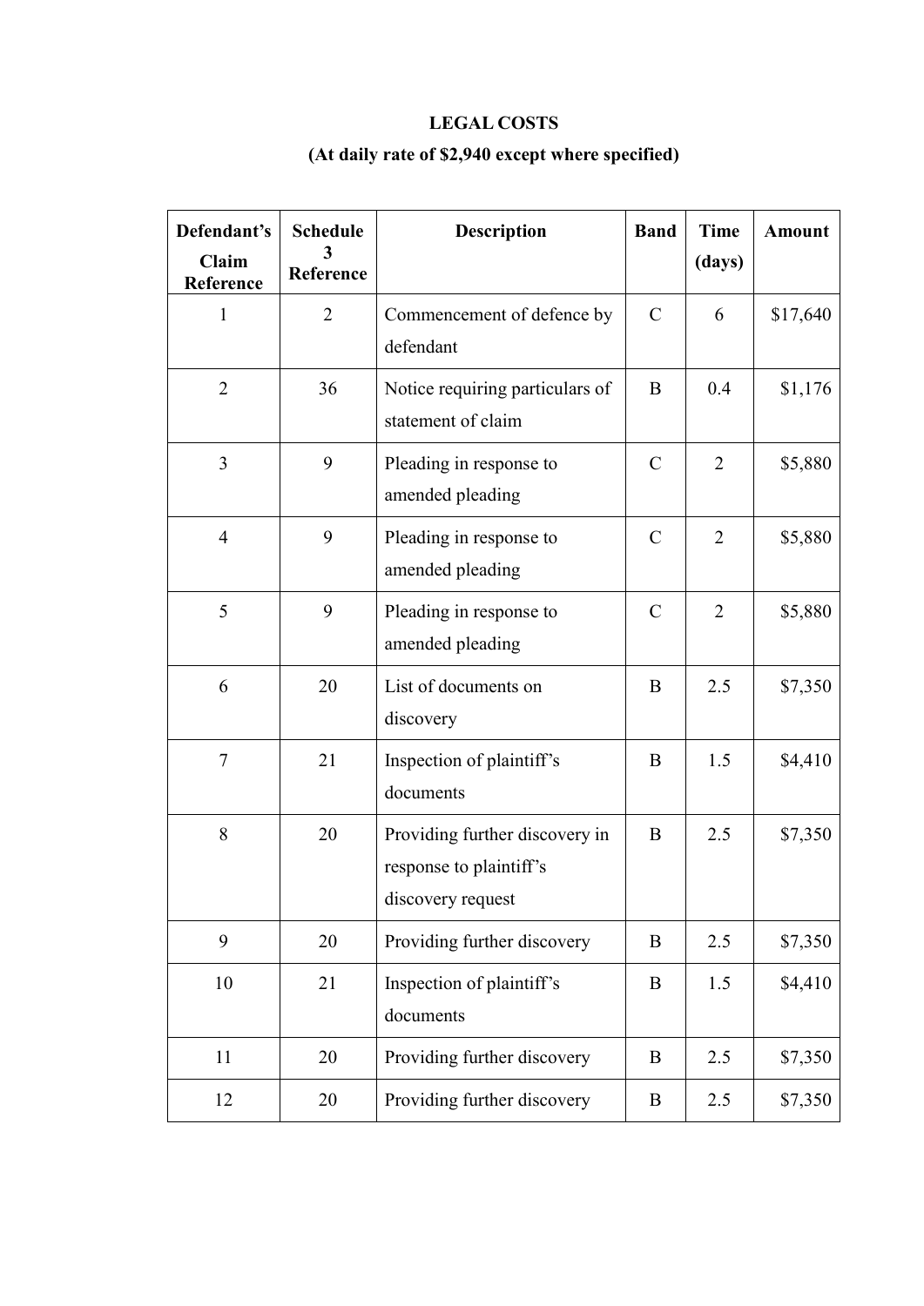**LEGAL COSTS**

**(At daily rate of $2,940 except where specified)**

| Defendant's Claim Reference | Schedule 3 Reference | Description | Band | Time (days) | Amount |
|---|---|---|---|---|---|
| 1 | 2 | Commencement of defence by defendant | C | 6 | $17,640 |
| 2 | 36 | Notice requiring particulars of statement of claim | B | 0.4 | $1,176 |
| 3 | 9 | Pleading in response to amended pleading | C | 2 | $5,880 |
| 4 | 9 | Pleading in response to amended pleading | C | 2 | $5,880 |
| 5 | 9 | Pleading in response to amended pleading | C | 2 | $5,880 |
| 6 | 20 | List of documents on discovery | B | 2.5 | $7,350 |
| 7 | 21 | Inspection of plaintiff's documents | B | 1.5 | $4,410 |
| 8 | 20 | Providing further discovery in response to plaintiff's discovery request | B | 2.5 | $7,350 |
| 9 | 20 | Providing further discovery | B | 2.5 | $7,350 |
| 10 | 21 | Inspection of plaintiff's documents | B | 1.5 | $4,410 |
| 11 | 20 | Providing further discovery | B | 2.5 | $7,350 |
| 12 | 20 | Providing further discovery | B | 2.5 | $7,350 |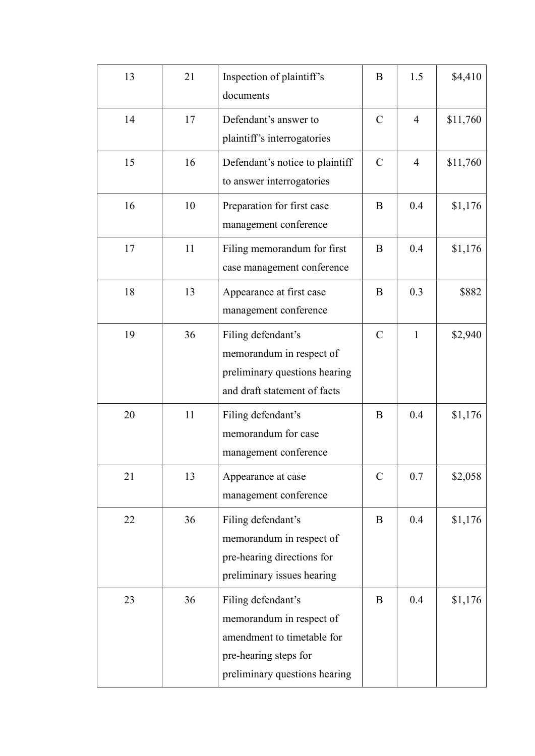| 13 | 21 | Inspection of plaintiff's documents | B | 1.5 | $4,410 |
|---|---|---|---|---|---|
| 14 | 17 | Defendant's answer to plaintiff's interrogatories | C | 4 | $11,760 |
| 15 | 16 | Defendant's notice to plaintiff to answer interrogatories | C | 4 | $11,760 |
| 16 | 10 | Preparation for first case management conference | B | 0.4 | $1,176 |
| 17 | 11 | Filing memorandum for first case management conference | B | 0.4 | $1,176 |
| 18 | 13 | Appearance at first case management conference | B | 0.3 | $882 |
| 19 | 36 | Filing defendant's memorandum in respect of preliminary questions hearing and draft statement of facts | C | 1 | $2,940 |
| 20 | 11 | Filing defendant's memorandum for case management conference | B | 0.4 | $1,176 |
| 21 | 13 | Appearance at case management conference | C | 0.7 | $2,058 |
| 22 | 36 | Filing defendant's memorandum in respect of pre-hearing directions for preliminary issues hearing | B | 0.4 | $1,176 |
| 23 | 36 | Filing defendant's memorandum in respect of amendment to timetable for pre-hearing steps for preliminary questions hearing | B | 0.4 | $1,176 |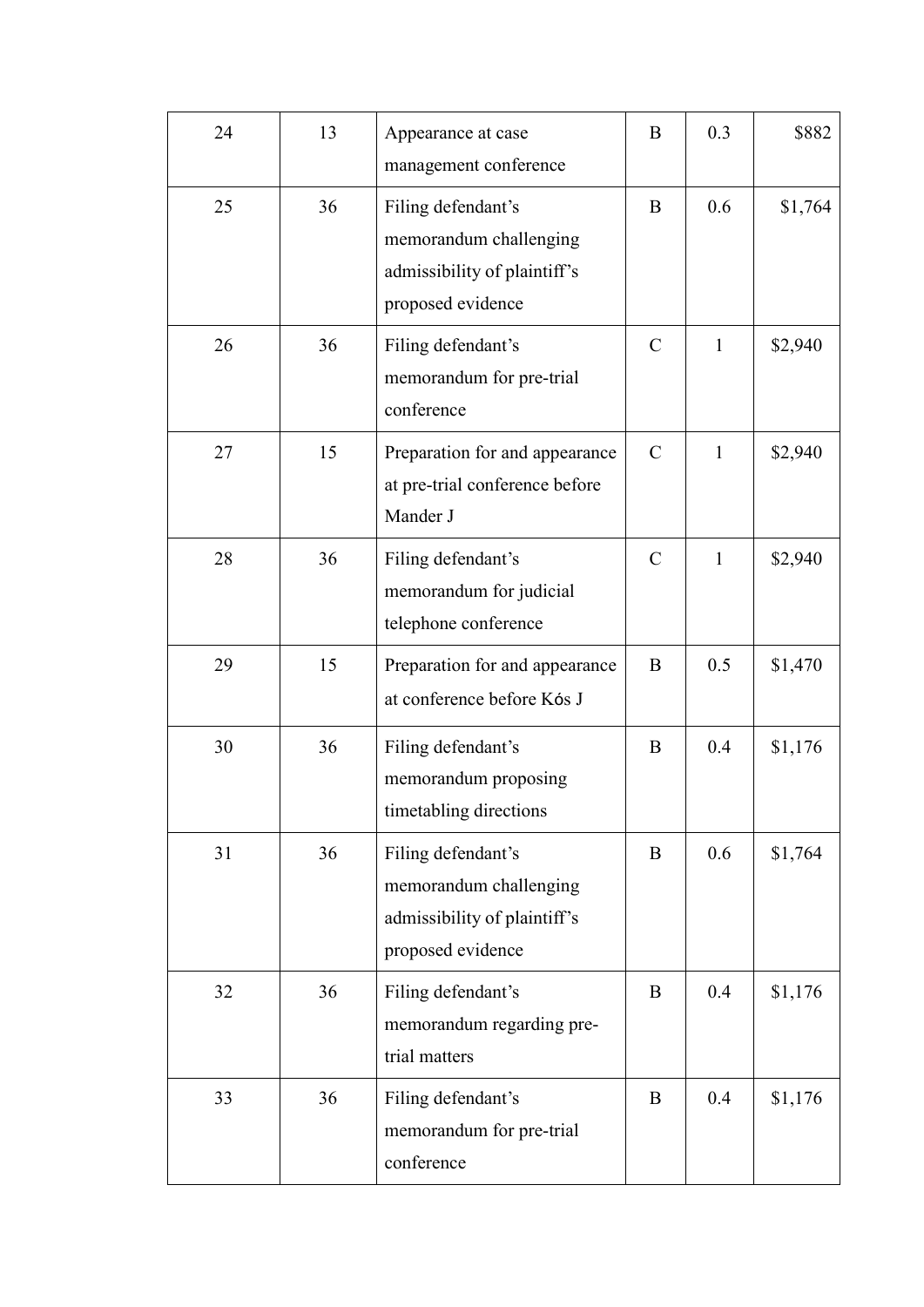| 24 | 13 | Appearance at case management conference | B | 0.3 | $882 |
|---|---|---|---|---|---|
| 25 | 36 | Filing defendant's memorandum challenging admissibility of plaintiff's proposed evidence | B | 0.6 | $1,764 |
| 26 | 36 | Filing defendant's memorandum for pre-trial conference | C | 1 | $2,940 |
| 27 | 15 | Preparation for and appearance at pre-trial conference before Mander J | C | 1 | $2,940 |
| 28 | 36 | Filing defendant's memorandum for judicial telephone conference | C | 1 | $2,940 |
| 29 | 15 | Preparation for and appearance at conference before Kós J | B | 0.5 | $1,470 |
| 30 | 36 | Filing defendant's memorandum proposing timetabling directions | B | 0.4 | $1,176 |
| 31 | 36 | Filing defendant's memorandum challenging admissibility of plaintiff's proposed evidence | B | 0.6 | $1,764 |
| 32 | 36 | Filing defendant's memorandum regarding pre-trial matters | B | 0.4 | $1,176 |
| 33 | 36 | Filing defendant's memorandum for pre-trial conference | B | 0.4 | $1,176 |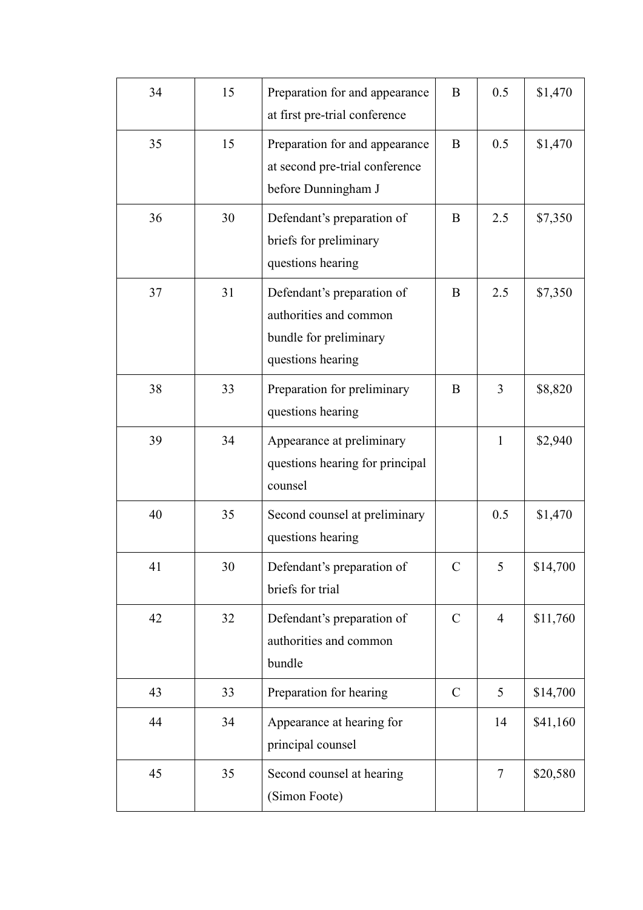| 34 | 15 | Preparation for and appearance at first pre-trial conference | B | 0.5 | $1,470 |
|---|---|---|---|---|---|
| 35 | 15 | Preparation for and appearance at second pre-trial conference before Dunningham J | B | 0.5 | $1,470 |
| 36 | 30 | Defendant's preparation of briefs for preliminary questions hearing | B | 2.5 | $7,350 |
| 37 | 31 | Defendant's preparation of authorities and common bundle for preliminary questions hearing | B | 2.5 | $7,350 |
| 38 | 33 | Preparation for preliminary questions hearing | B | 3 | $8,820 |
| 39 | 34 | Appearance at preliminary questions hearing for principal counsel | | 1 | $2,940 |
| 40 | 35 | Second counsel at preliminary questions hearing | | 0.5 | $1,470 |
| 41 | 30 | Defendant's preparation of briefs for trial | C | 5 | $14,700 |
| 42 | 32 | Defendant's preparation of authorities and common bundle | C | 4 | $11,760 |
| 43 | 33 | Preparation for hearing | C | 5 | $14,700 |
| 44 | 34 | Appearance at hearing for principal counsel | | 14 | $41,160 |
| 45 | 35 | Second counsel at hearing (Simon Foote) | | 7 | $20,580 |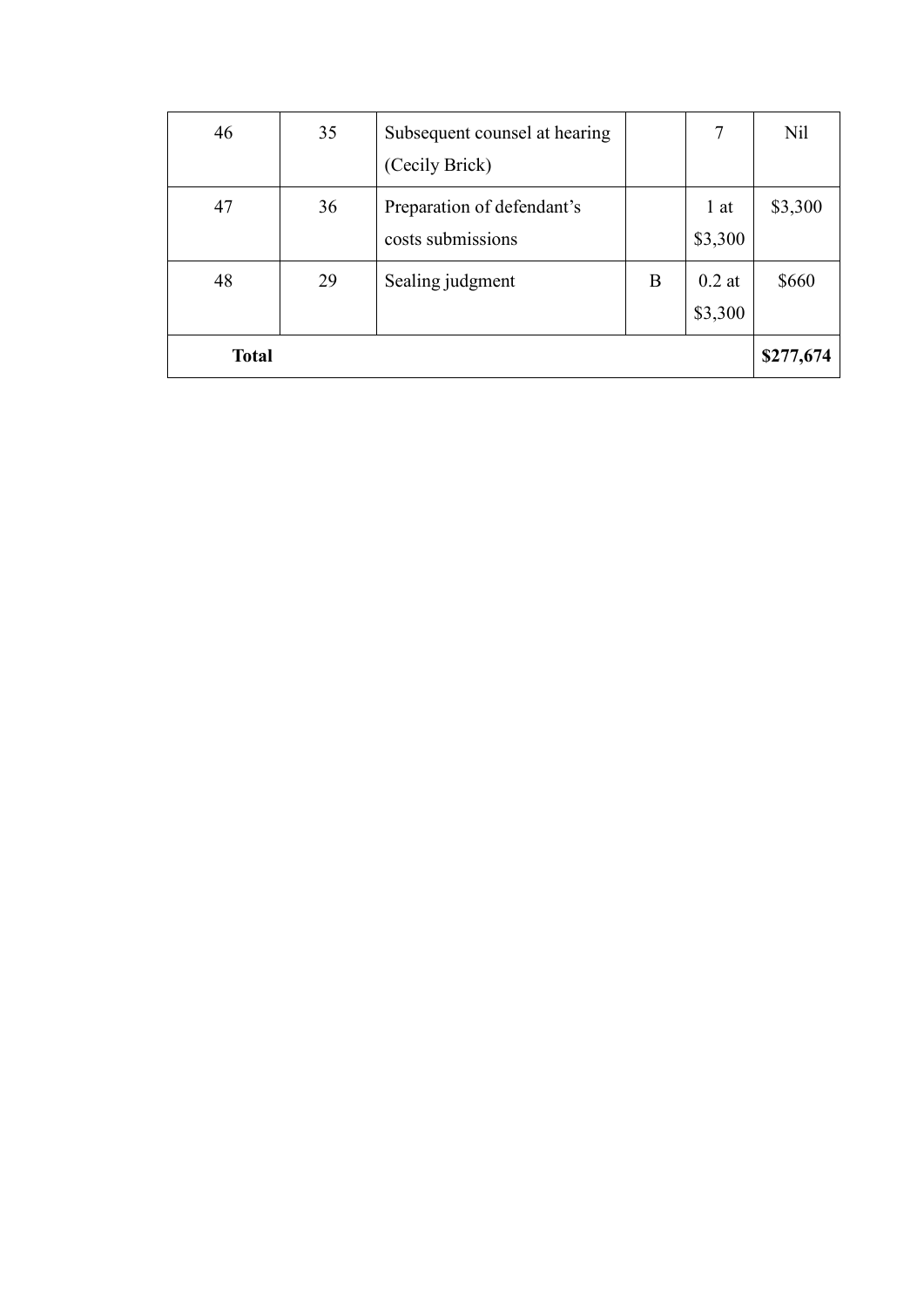| | | | | | |
|---|---|---|---|---|---|
| 46 | 35 | Subsequent counsel at hearing (Cecily Brick) | | 7 | Nil |
| 47 | 36 | Preparation of defendant's costs submissions | | 1 at $3,300 | $3,300 |
| 48 | 29 | Sealing judgment | B | 0.2 at $3,300 | $660 |
| **Total** | | | | | **$277,674** |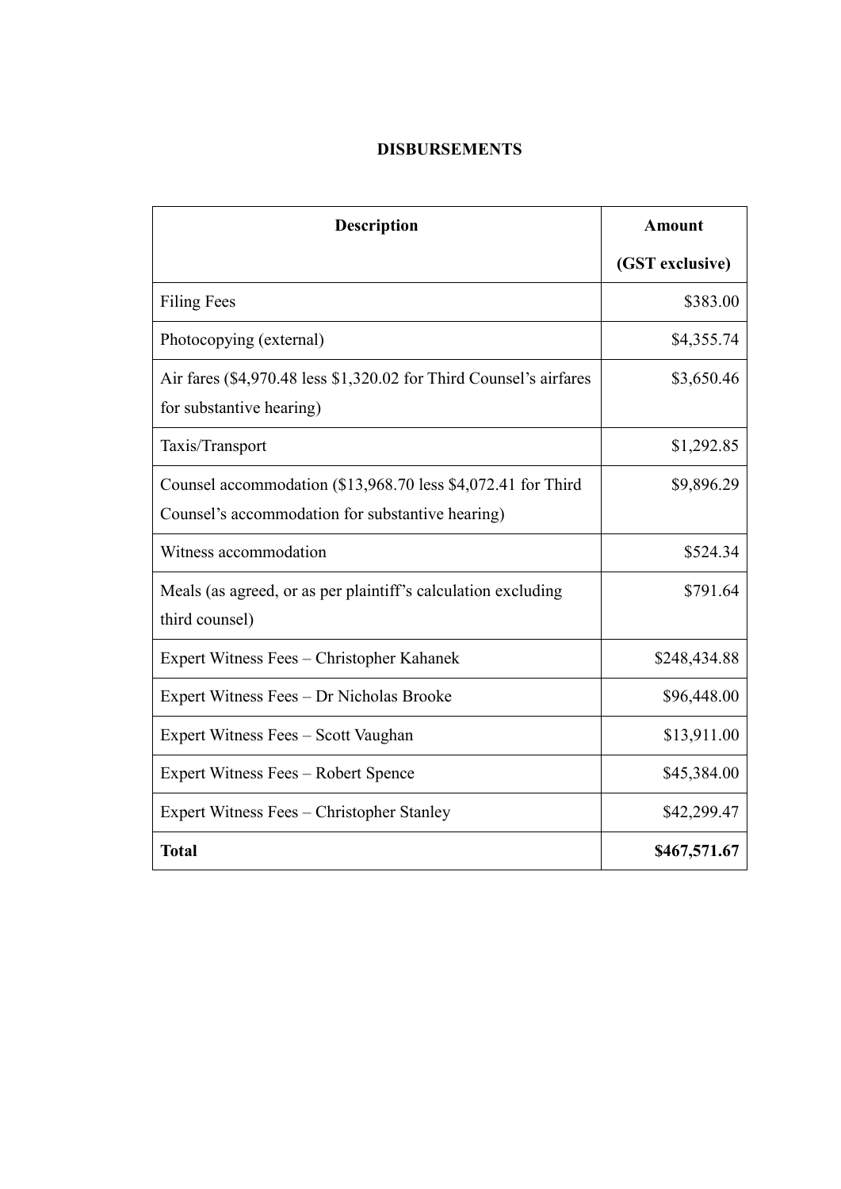**DISBURSEMENTS**

| Description | Amount (GST exclusive) |
|---|---|
| Filing Fees | $383.00 |
| Photocopying (external) | $4,355.74 |
| Air fares ($4,970.48 less $1,320.02 for Third Counsel's airfares for substantive hearing) | $3,650.46 |
| Taxis/Transport | $1,292.85 |
| Counsel accommodation ($13,968.70 less $4,072.41 for Third Counsel's accommodation for substantive hearing) | $9,896.29 |
| Witness accommodation | $524.34 |
| Meals (as agreed, or as per plaintiff's calculation excluding third counsel) | $791.64 |
| Expert Witness Fees – Christopher Kahanek | $248,434.88 |
| Expert Witness Fees – Dr Nicholas Brooke | $96,448.00 |
| Expert Witness Fees – Scott Vaughan | $13,911.00 |
| Expert Witness Fees – Robert Spence | $45,384.00 |
| Expert Witness Fees – Christopher Stanley | $42,299.47 |
| **Total** | **$467,571.67** |